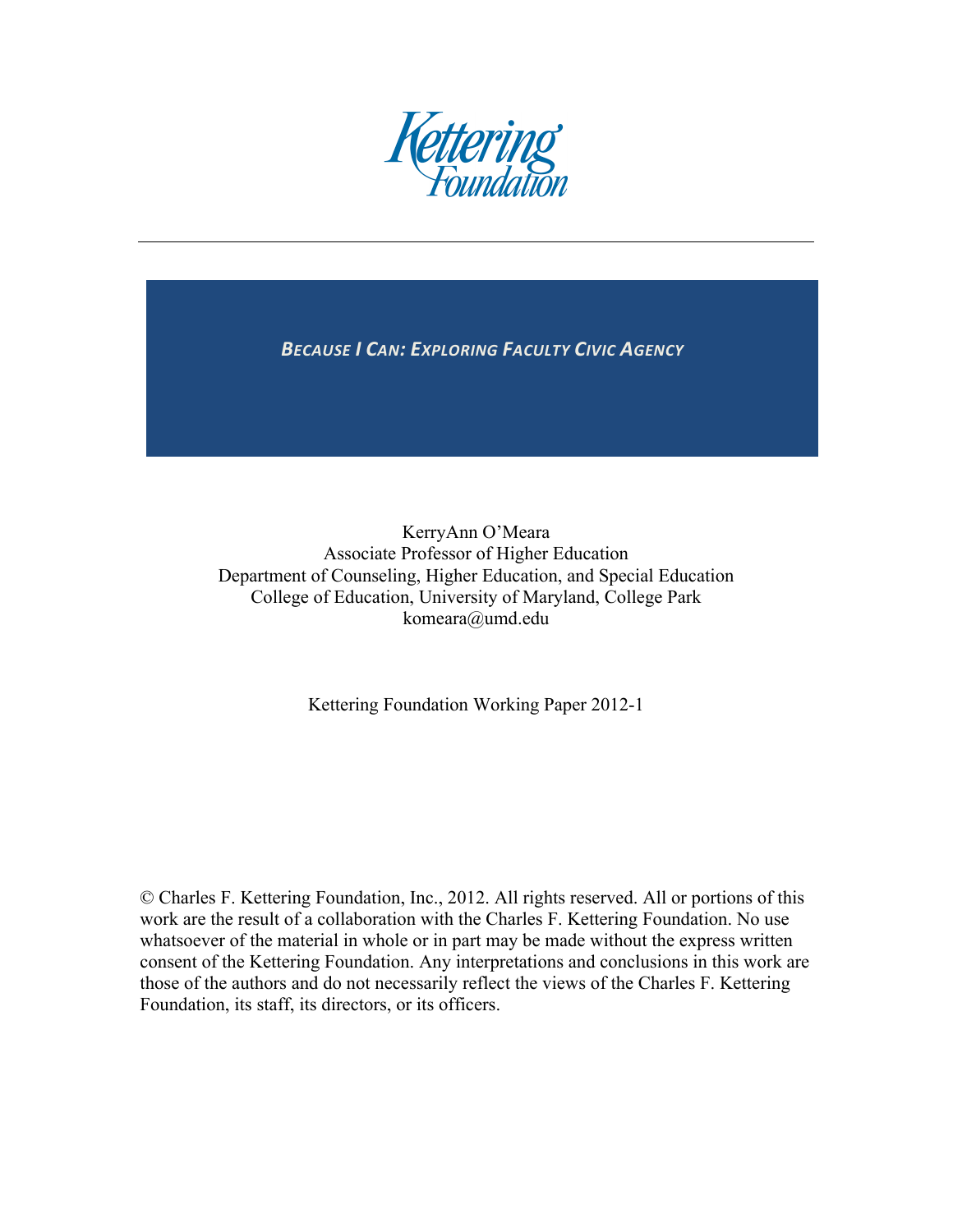Kettering Foundation

---

# *Because I Can: Exploring Faculty Civic Agency*

KerryAnn O'Meara
Associate Professor of Higher Education
Department of Counseling, Higher Education, and Special Education
College of Education, University of Maryland, College Park
komeara@umd.edu

Kettering Foundation Working Paper 2012-1

© Charles F. Kettering Foundation, Inc., 2012. All rights reserved. All or portions of this work are the result of a collaboration with the Charles F. Kettering Foundation. No use whatsoever of the material in whole or in part may be made without the express written consent of the Kettering Foundation. Any interpretations and conclusions in this work are those of the authors and do not necessarily reflect the views of the Charles F. Kettering Foundation, its staff, its directors, or its officers.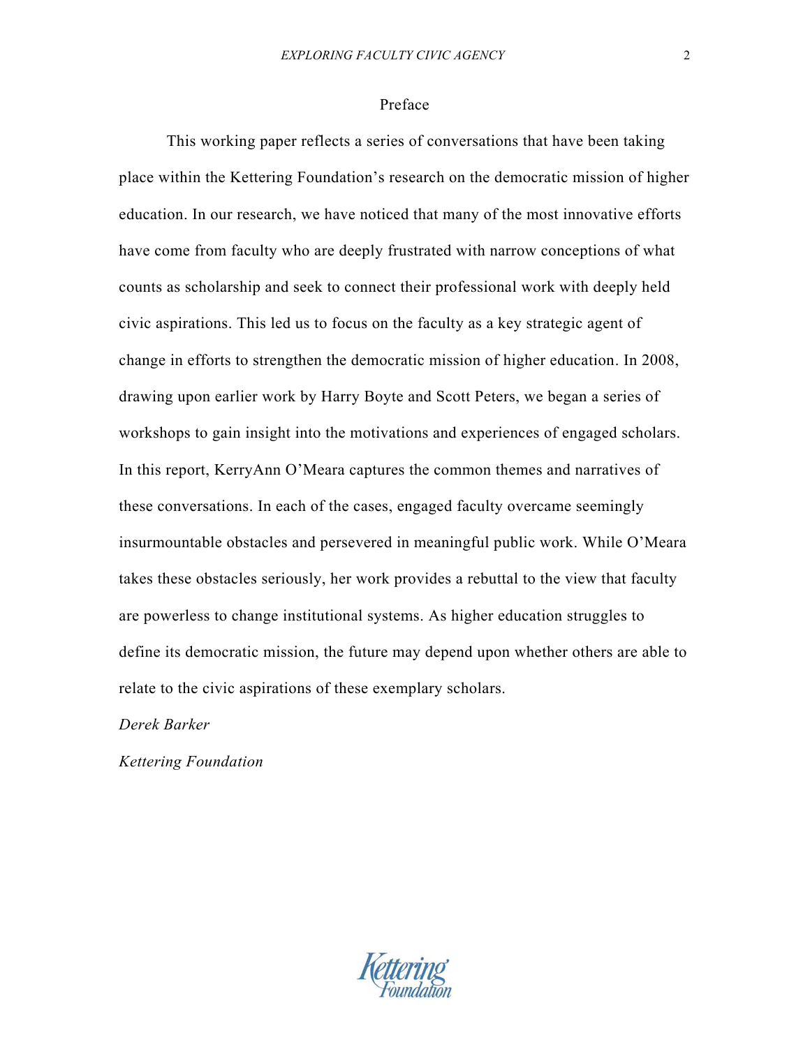## Preface

This working paper reflects a series of conversations that have been taking place within the Kettering Foundation's research on the democratic mission of higher education. In our research, we have noticed that many of the most innovative efforts have come from faculty who are deeply frustrated with narrow conceptions of what counts as scholarship and seek to connect their professional work with deeply held civic aspirations. This led us to focus on the faculty as a key strategic agent of change in efforts to strengthen the democratic mission of higher education. In 2008, drawing upon earlier work by Harry Boyte and Scott Peters, we began a series of workshops to gain insight into the motivations and experiences of engaged scholars. In this report, KerryAnn O'Meara captures the common themes and narratives of these conversations. In each of the cases, engaged faculty overcame seemingly insurmountable obstacles and persevered in meaningful public work. While O'Meara takes these obstacles seriously, her work provides a rebuttal to the view that faculty are powerless to change institutional systems. As higher education struggles to define its democratic mission, the future may depend upon whether others are able to relate to the civic aspirations of these exemplary scholars.

*Derek Barker*

*Kettering Foundation*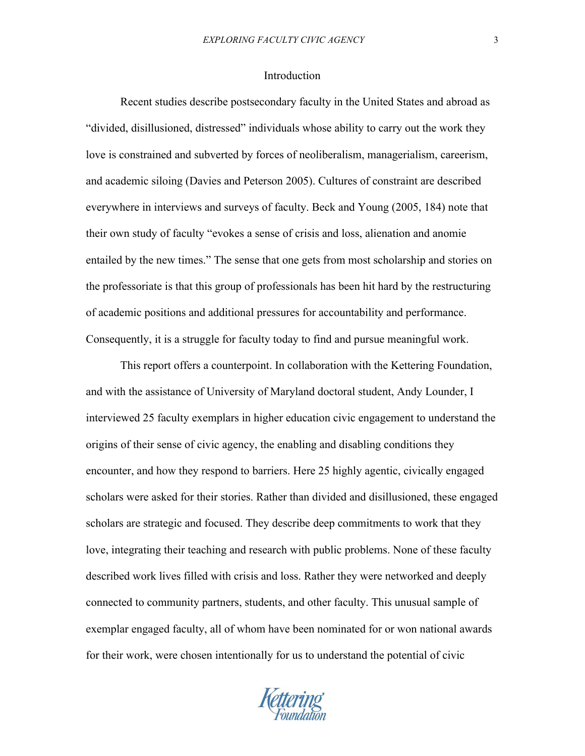## Introduction

Recent studies describe postsecondary faculty in the United States and abroad as "divided, disillusioned, distressed" individuals whose ability to carry out the work they love is constrained and subverted by forces of neoliberalism, managerialism, careerism, and academic siloing (Davies and Peterson 2005). Cultures of constraint are described everywhere in interviews and surveys of faculty. Beck and Young (2005, 184) note that their own study of faculty "evokes a sense of crisis and loss, alienation and anomie entailed by the new times." The sense that one gets from most scholarship and stories on the professoriate is that this group of professionals has been hit hard by the restructuring of academic positions and additional pressures for accountability and performance. Consequently, it is a struggle for faculty today to find and pursue meaningful work.

This report offers a counterpoint. In collaboration with the Kettering Foundation, and with the assistance of University of Maryland doctoral student, Andy Lounder, I interviewed 25 faculty exemplars in higher education civic engagement to understand the origins of their sense of civic agency, the enabling and disabling conditions they encounter, and how they respond to barriers. Here 25 highly agentic, civically engaged scholars were asked for their stories. Rather than divided and disillusioned, these engaged scholars are strategic and focused. They describe deep commitments to work that they love, integrating their teaching and research with public problems. None of these faculty described work lives filled with crisis and loss. Rather they were networked and deeply connected to community partners, students, and other faculty. This unusual sample of exemplar engaged faculty, all of whom have been nominated for or won national awards for their work, were chosen intentionally for us to understand the potential of civic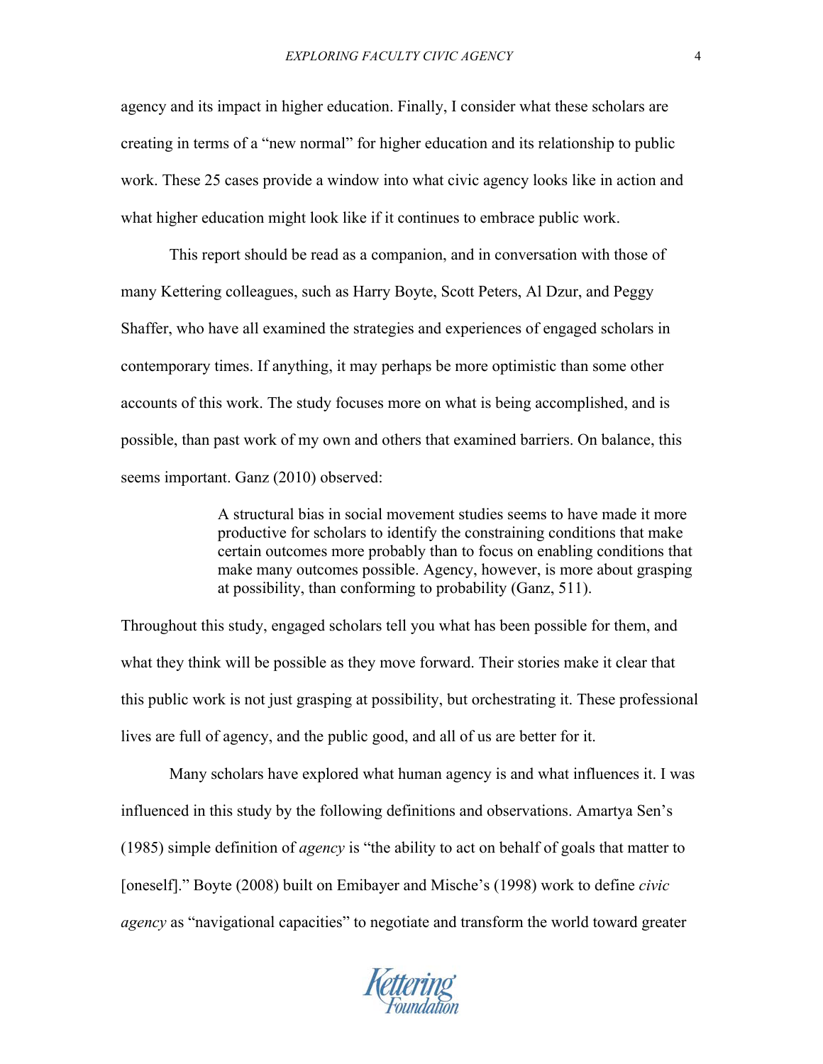agency and its impact in higher education. Finally, I consider what these scholars are creating in terms of a "new normal" for higher education and its relationship to public work. These 25 cases provide a window into what civic agency looks like in action and what higher education might look like if it continues to embrace public work.

This report should be read as a companion, and in conversation with those of many Kettering colleagues, such as Harry Boyte, Scott Peters, Al Dzur, and Peggy Shaffer, who have all examined the strategies and experiences of engaged scholars in contemporary times. If anything, it may perhaps be more optimistic than some other accounts of this work. The study focuses more on what is being accomplished, and is possible, than past work of my own and others that examined barriers. On balance, this seems important. Ganz (2010) observed:

> A structural bias in social movement studies seems to have made it more productive for scholars to identify the constraining conditions that make certain outcomes more probably than to focus on enabling conditions that make many outcomes possible. Agency, however, is more about grasping at possibility, than conforming to probability (Ganz, 511).

Throughout this study, engaged scholars tell you what has been possible for them, and what they think will be possible as they move forward. Their stories make it clear that this public work is not just grasping at possibility, but orchestrating it. These professional lives are full of agency, and the public good, and all of us are better for it.

Many scholars have explored what human agency is and what influences it. I was influenced in this study by the following definitions and observations. Amartya Sen's (1985) simple definition of *agency* is "the ability to act on behalf of goals that matter to [oneself]." Boyte (2008) built on Emibayer and Mische's (1998) work to define *civic agency* as "navigational capacities" to negotiate and transform the world toward greater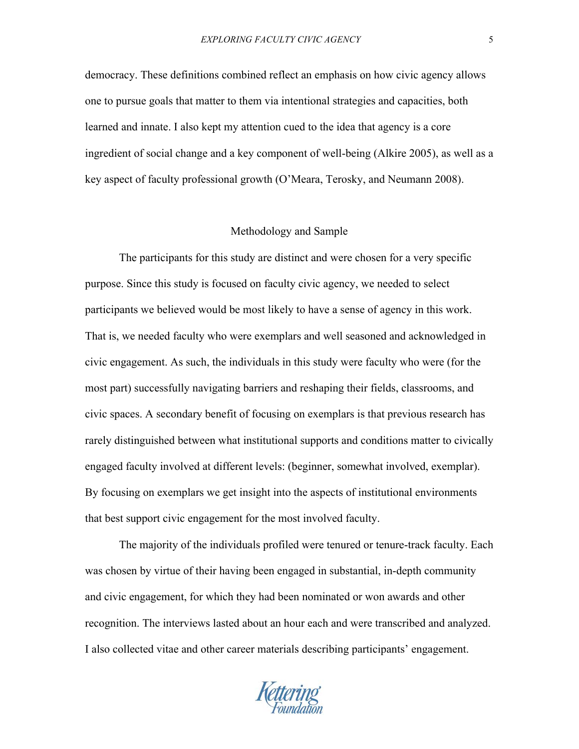democracy. These definitions combined reflect an emphasis on how civic agency allows one to pursue goals that matter to them via intentional strategies and capacities, both learned and innate. I also kept my attention cued to the idea that agency is a core ingredient of social change and a key component of well-being (Alkire 2005), as well as a key aspect of faculty professional growth (O'Meara, Terosky, and Neumann 2008).

## Methodology and Sample

The participants for this study are distinct and were chosen for a very specific purpose. Since this study is focused on faculty civic agency, we needed to select participants we believed would be most likely to have a sense of agency in this work. That is, we needed faculty who were exemplars and well seasoned and acknowledged in civic engagement. As such, the individuals in this study were faculty who were (for the most part) successfully navigating barriers and reshaping their fields, classrooms, and civic spaces. A secondary benefit of focusing on exemplars is that previous research has rarely distinguished between what institutional supports and conditions matter to civically engaged faculty involved at different levels: (beginner, somewhat involved, exemplar). By focusing on exemplars we get insight into the aspects of institutional environments that best support civic engagement for the most involved faculty.

The majority of the individuals profiled were tenured or tenure-track faculty. Each was chosen by virtue of their having been engaged in substantial, in-depth community and civic engagement, for which they had been nominated or won awards and other recognition. The interviews lasted about an hour each and were transcribed and analyzed. I also collected vitae and other career materials describing participants' engagement.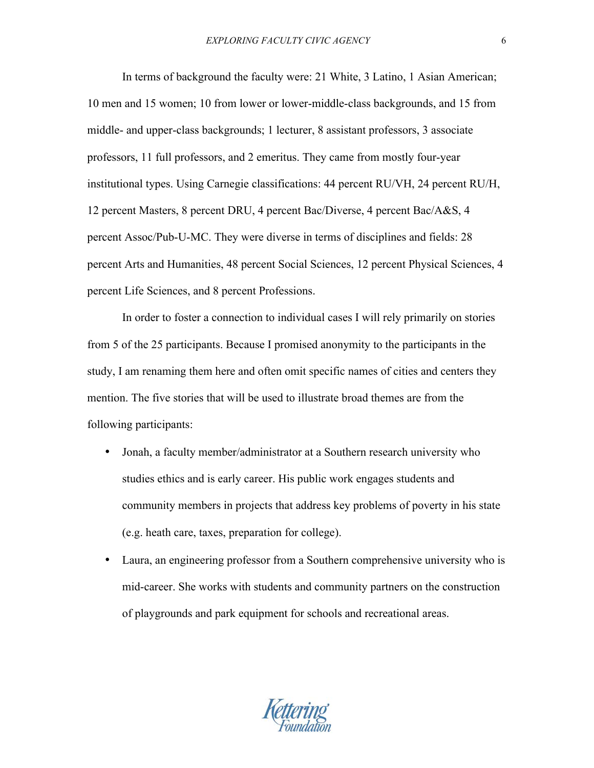In terms of background the faculty were: 21 White, 3 Latino, 1 Asian American; 10 men and 15 women; 10 from lower or lower-middle-class backgrounds, and 15 from middle- and upper-class backgrounds; 1 lecturer, 8 assistant professors, 3 associate professors, 11 full professors, and 2 emeritus. They came from mostly four-year institutional types. Using Carnegie classifications: 44 percent RU/VH, 24 percent RU/H, 12 percent Masters, 8 percent DRU, 4 percent Bac/Diverse, 4 percent Bac/A&S, 4 percent Assoc/Pub-U-MC. They were diverse in terms of disciplines and fields: 28 percent Arts and Humanities, 48 percent Social Sciences, 12 percent Physical Sciences, 4 percent Life Sciences, and 8 percent Professions.

In order to foster a connection to individual cases I will rely primarily on stories from 5 of the 25 participants. Because I promised anonymity to the participants in the study, I am renaming them here and often omit specific names of cities and centers they mention. The five stories that will be used to illustrate broad themes are from the following participants:

- Jonah, a faculty member/administrator at a Southern research university who studies ethics and is early career. His public work engages students and community members in projects that address key problems of poverty in his state (e.g. heath care, taxes, preparation for college).
- Laura, an engineering professor from a Southern comprehensive university who is mid-career. She works with students and community partners on the construction of playgrounds and park equipment for schools and recreational areas.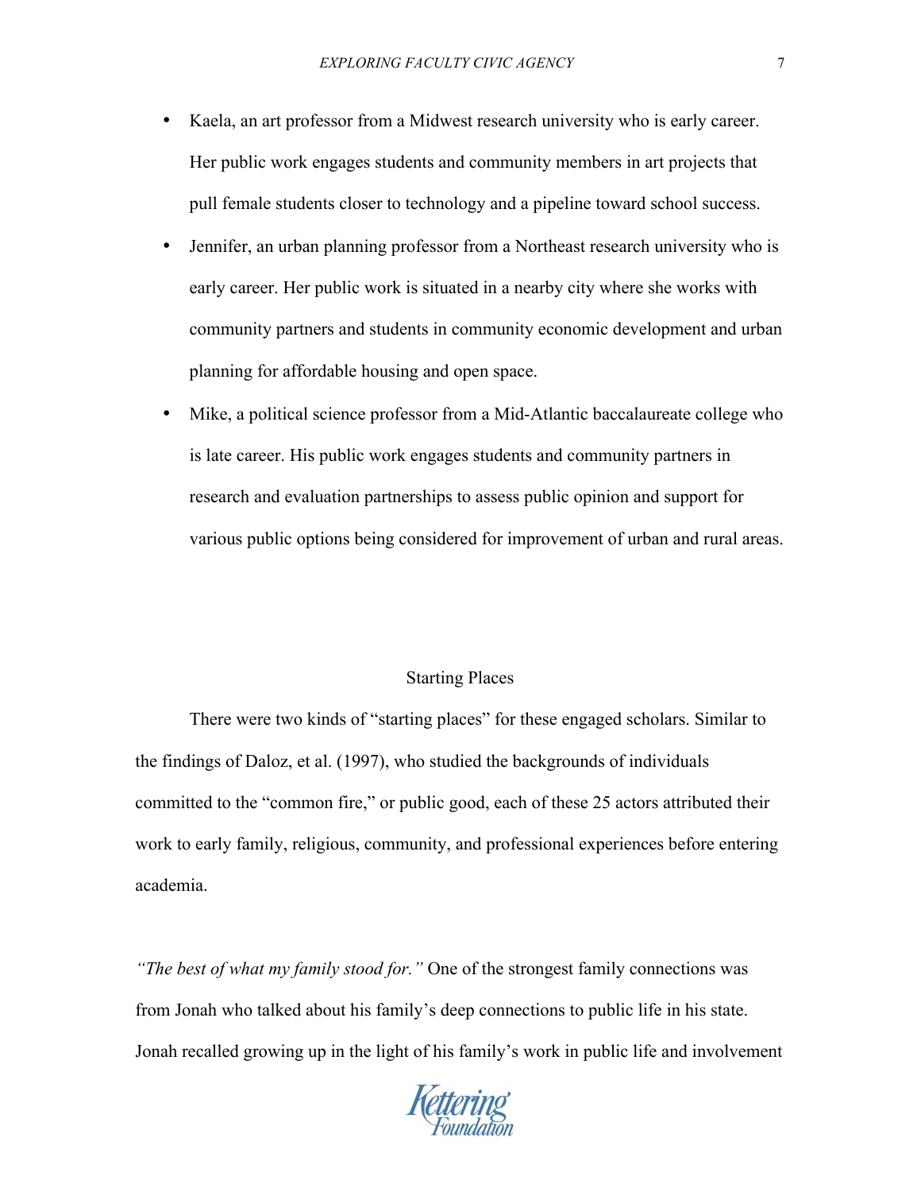- Kaela, an art professor from a Midwest research university who is early career. Her public work engages students and community members in art projects that pull female students closer to technology and a pipeline toward school success.
- Jennifer, an urban planning professor from a Northeast research university who is early career. Her public work is situated in a nearby city where she works with community partners and students in community economic development and urban planning for affordable housing and open space.
- Mike, a political science professor from a Mid-Atlantic baccalaureate college who is late career. His public work engages students and community partners in research and evaluation partnerships to assess public opinion and support for various public options being considered for improvement of urban and rural areas.

## Starting Places

There were two kinds of "starting places" for these engaged scholars. Similar to the findings of Daloz, et al. (1997), who studied the backgrounds of individuals committed to the "common fire," or public good, each of these 25 actors attributed their work to early family, religious, community, and professional experiences before entering academia.

*"The best of what my family stood for."* One of the strongest family connections was from Jonah who talked about his family's deep connections to public life in his state. Jonah recalled growing up in the light of his family's work in public life and involvement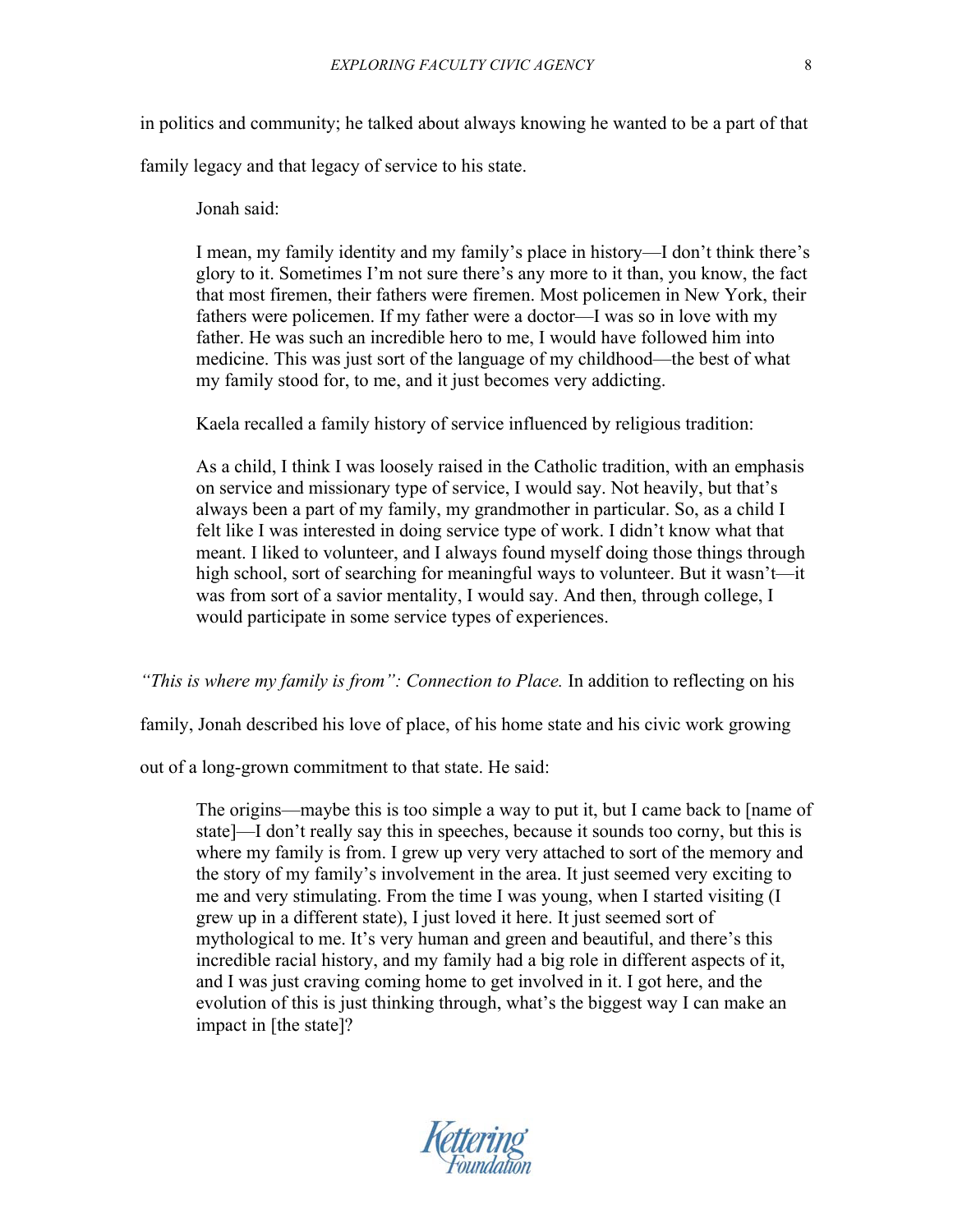in politics and community; he talked about always knowing he wanted to be a part of that family legacy and that legacy of service to his state.

Jonah said:

> I mean, my family identity and my family's place in history—I don't think there's glory to it. Sometimes I'm not sure there's any more to it than, you know, the fact that most firemen, their fathers were firemen. Most policemen in New York, their fathers were policemen. If my father were a doctor—I was so in love with my father. He was such an incredible hero to me, I would have followed him into medicine. This was just sort of the language of my childhood—the best of what my family stood for, to me, and it just becomes very addicting.

Kaela recalled a family history of service influenced by religious tradition:

> As a child, I think I was loosely raised in the Catholic tradition, with an emphasis on service and missionary type of service, I would say. Not heavily, but that's always been a part of my family, my grandmother in particular. So, as a child I felt like I was interested in doing service type of work. I didn't know what that meant. I liked to volunteer, and I always found myself doing those things through high school, sort of searching for meaningful ways to volunteer. But it wasn't—it was from sort of a savior mentality, I would say. And then, through college, I would participate in some service types of experiences.

*"This is where my family is from": Connection to Place.* In addition to reflecting on his family, Jonah described his love of place, of his home state and his civic work growing out of a long-grown commitment to that state. He said:

> The origins—maybe this is too simple a way to put it, but I came back to [name of state]—I don't really say this in speeches, because it sounds too corny, but this is where my family is from. I grew up very very attached to sort of the memory and the story of my family's involvement in the area. It just seemed very exciting to me and very stimulating. From the time I was young, when I started visiting (I grew up in a different state), I just loved it here. It just seemed sort of mythological to me. It's very human and green and beautiful, and there's this incredible racial history, and my family had a big role in different aspects of it, and I was just craving coming home to get involved in it. I got here, and the evolution of this is just thinking through, what's the biggest way I can make an impact in [the state]?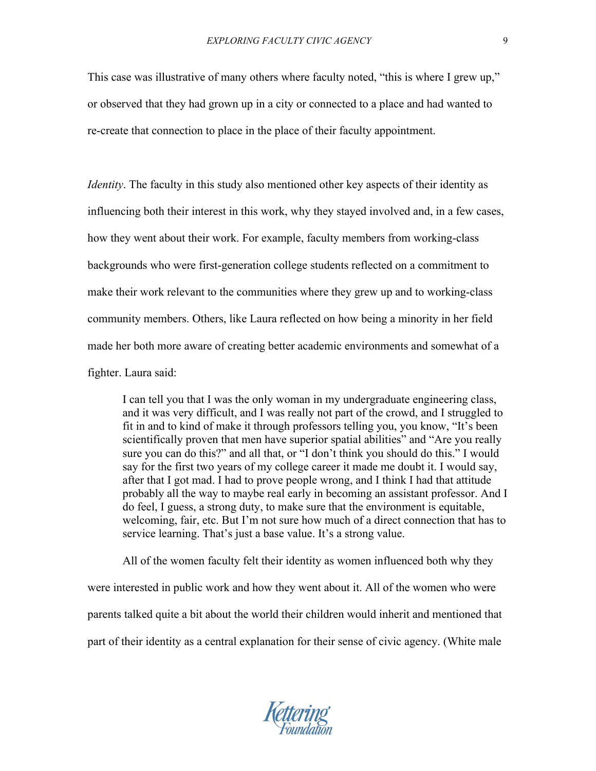This case was illustrative of many others where faculty noted, "this is where I grew up," or observed that they had grown up in a city or connected to a place and had wanted to re-create that connection to place in the place of their faculty appointment.

*Identity*. The faculty in this study also mentioned other key aspects of their identity as influencing both their interest in this work, why they stayed involved and, in a few cases, how they went about their work. For example, faculty members from working-class backgrounds who were first-generation college students reflected on a commitment to make their work relevant to the communities where they grew up and to working-class community members. Others, like Laura reflected on how being a minority in her field made her both more aware of creating better academic environments and somewhat of a fighter. Laura said:

> I can tell you that I was the only woman in my undergraduate engineering class, and it was very difficult, and I was really not part of the crowd, and I struggled to fit in and to kind of make it through professors telling you, you know, "It's been scientifically proven that men have superior spatial abilities" and "Are you really sure you can do this?" and all that, or "I don't think you should do this." I would say for the first two years of my college career it made me doubt it. I would say, after that I got mad. I had to prove people wrong, and I think I had that attitude probably all the way to maybe real early in becoming an assistant professor. And I do feel, I guess, a strong duty, to make sure that the environment is equitable, welcoming, fair, etc. But I'm not sure how much of a direct connection that has to service learning. That's just a base value. It's a strong value.

All of the women faculty felt their identity as women influenced both why they were interested in public work and how they went about it. All of the women who were parents talked quite a bit about the world their children would inherit and mentioned that part of their identity as a central explanation for their sense of civic agency. (White male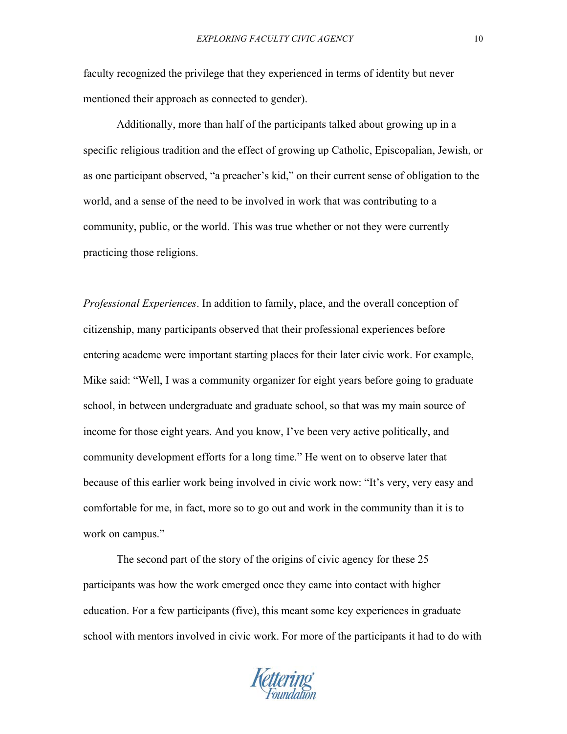faculty recognized the privilege that they experienced in terms of identity but never mentioned their approach as connected to gender).

Additionally, more than half of the participants talked about growing up in a specific religious tradition and the effect of growing up Catholic, Episcopalian, Jewish, or as one participant observed, "a preacher's kid," on their current sense of obligation to the world, and a sense of the need to be involved in work that was contributing to a community, public, or the world. This was true whether or not they were currently practicing those religions.

*Professional Experiences*. In addition to family, place, and the overall conception of citizenship, many participants observed that their professional experiences before entering academe were important starting places for their later civic work. For example, Mike said: "Well, I was a community organizer for eight years before going to graduate school, in between undergraduate and graduate school, so that was my main source of income for those eight years. And you know, I've been very active politically, and community development efforts for a long time." He went on to observe later that because of this earlier work being involved in civic work now: "It's very, very easy and comfortable for me, in fact, more so to go out and work in the community than it is to work on campus."

The second part of the story of the origins of civic agency for these 25 participants was how the work emerged once they came into contact with higher education. For a few participants (five), this meant some key experiences in graduate school with mentors involved in civic work. For more of the participants it had to do with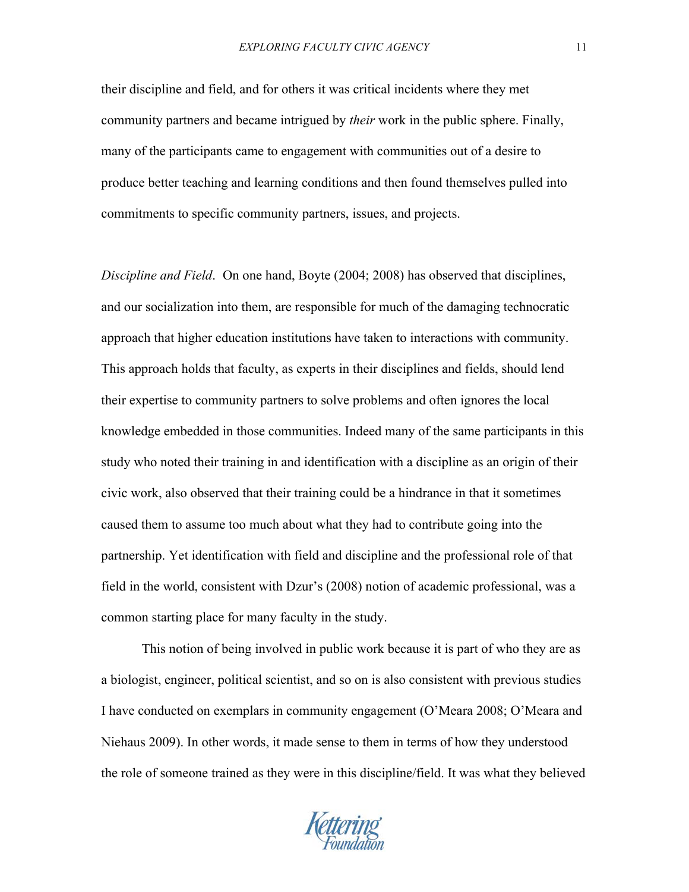their discipline and field, and for others it was critical incidents where they met community partners and became intrigued by *their* work in the public sphere. Finally, many of the participants came to engagement with communities out of a desire to produce better teaching and learning conditions and then found themselves pulled into commitments to specific community partners, issues, and projects.

*Discipline and Field*. On one hand, Boyte (2004; 2008) has observed that disciplines, and our socialization into them, are responsible for much of the damaging technocratic approach that higher education institutions have taken to interactions with community. This approach holds that faculty, as experts in their disciplines and fields, should lend their expertise to community partners to solve problems and often ignores the local knowledge embedded in those communities. Indeed many of the same participants in this study who noted their training in and identification with a discipline as an origin of their civic work, also observed that their training could be a hindrance in that it sometimes caused them to assume too much about what they had to contribute going into the partnership. Yet identification with field and discipline and the professional role of that field in the world, consistent with Dzur's (2008) notion of academic professional, was a common starting place for many faculty in the study.

This notion of being involved in public work because it is part of who they are as a biologist, engineer, political scientist, and so on is also consistent with previous studies I have conducted on exemplars in community engagement (O'Meara 2008; O'Meara and Niehaus 2009). In other words, it made sense to them in terms of how they understood the role of someone trained as they were in this discipline/field. It was what they believed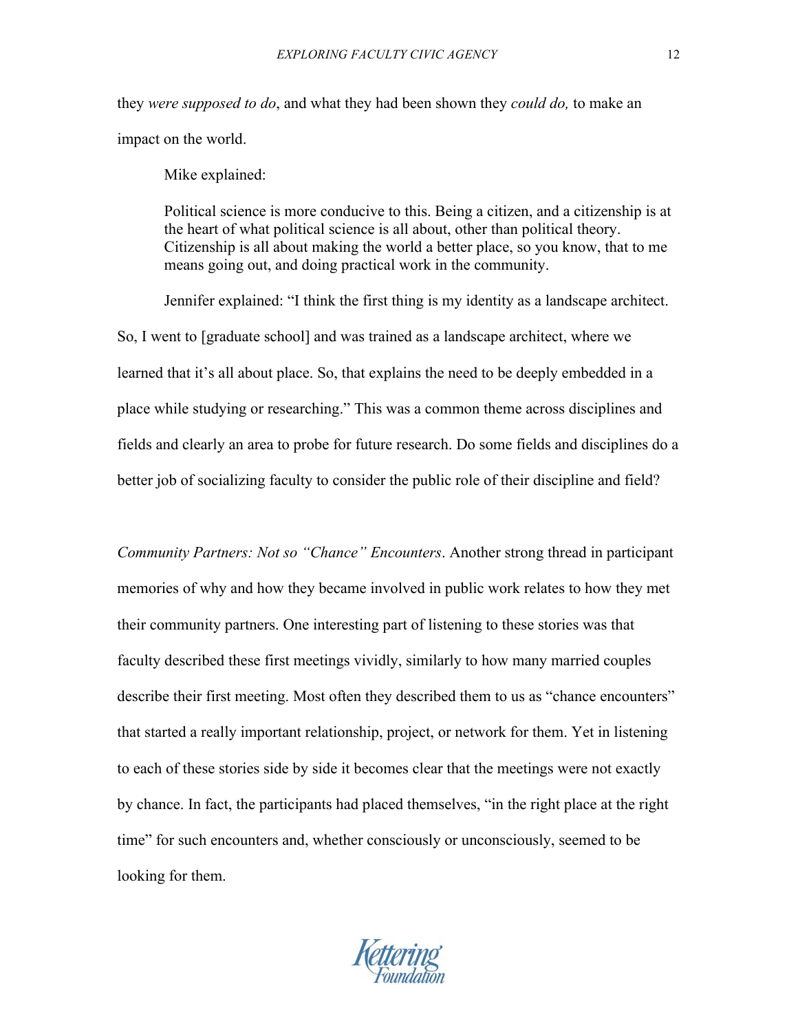they *were supposed to do*, and what they had been shown they *could do,* to make an impact on the world.

Mike explained:

> Political science is more conducive to this. Being a citizen, and a citizenship is at the heart of what political science is all about, other than political theory. Citizenship is all about making the world a better place, so you know, that to me means going out, and doing practical work in the community.

Jennifer explained: "I think the first thing is my identity as a landscape architect. So, I went to [graduate school] and was trained as a landscape architect, where we learned that it's all about place. So, that explains the need to be deeply embedded in a place while studying or researching." This was a common theme across disciplines and fields and clearly an area to probe for future research. Do some fields and disciplines do a better job of socializing faculty to consider the public role of their discipline and field?

*Community Partners: Not so "Chance" Encounters*. Another strong thread in participant memories of why and how they became involved in public work relates to how they met their community partners. One interesting part of listening to these stories was that faculty described these first meetings vividly, similarly to how many married couples describe their first meeting. Most often they described them to us as "chance encounters" that started a really important relationship, project, or network for them. Yet in listening to each of these stories side by side it becomes clear that the meetings were not exactly by chance. In fact, the participants had placed themselves, "in the right place at the right time" for such encounters and, whether consciously or unconsciously, seemed to be looking for them.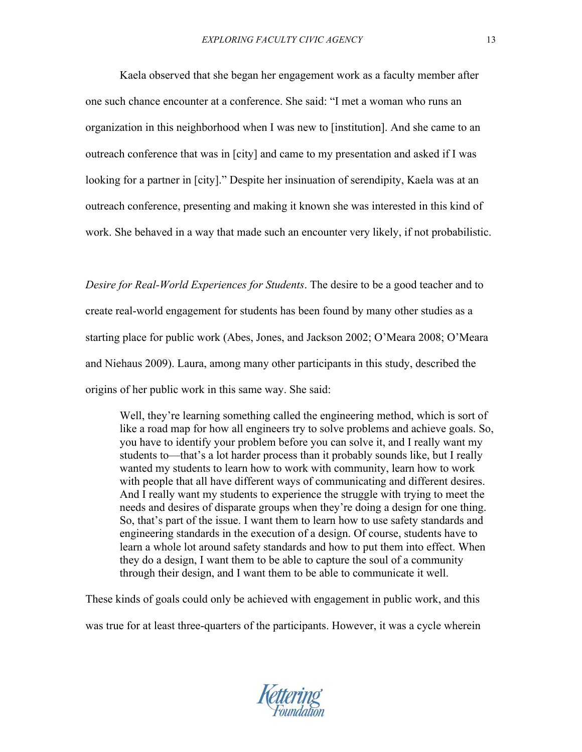Kaela observed that she began her engagement work as a faculty member after one such chance encounter at a conference. She said: "I met a woman who runs an organization in this neighborhood when I was new to [institution]. And she came to an outreach conference that was in [city] and came to my presentation and asked if I was looking for a partner in [city]." Despite her insinuation of serendipity, Kaela was at an outreach conference, presenting and making it known she was interested in this kind of work. She behaved in a way that made such an encounter very likely, if not probabilistic.

*Desire for Real-World Experiences for Students*. The desire to be a good teacher and to create real-world engagement for students has been found by many other studies as a starting place for public work (Abes, Jones, and Jackson 2002; O'Meara 2008; O'Meara and Niehaus 2009). Laura, among many other participants in this study, described the origins of her public work in this same way. She said:

> Well, they're learning something called the engineering method, which is sort of like a road map for how all engineers try to solve problems and achieve goals. So, you have to identify your problem before you can solve it, and I really want my students to—that's a lot harder process than it probably sounds like, but I really wanted my students to learn how to work with community, learn how to work with people that all have different ways of communicating and different desires. And I really want my students to experience the struggle with trying to meet the needs and desires of disparate groups when they're doing a design for one thing. So, that's part of the issue. I want them to learn how to use safety standards and engineering standards in the execution of a design. Of course, students have to learn a whole lot around safety standards and how to put them into effect. When they do a design, I want them to be able to capture the soul of a community through their design, and I want them to be able to communicate it well.

These kinds of goals could only be achieved with engagement in public work, and this was true for at least three-quarters of the participants. However, it was a cycle wherein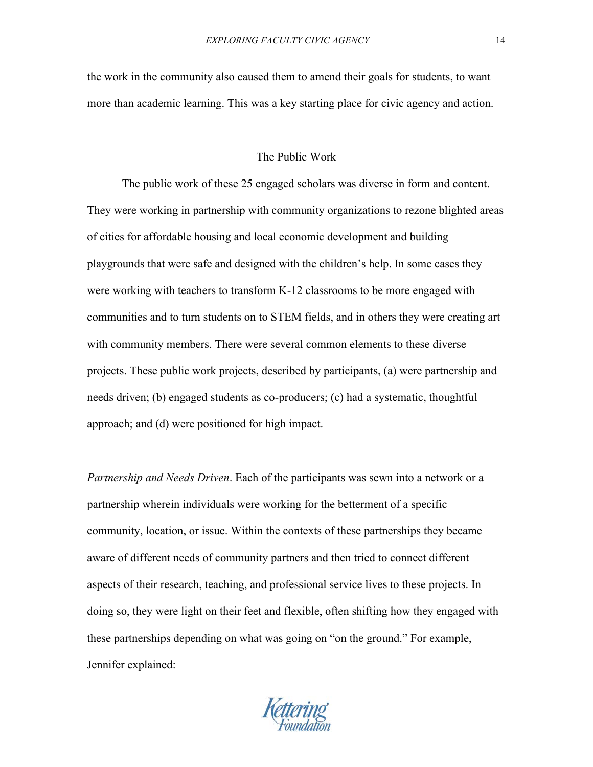the work in the community also caused them to amend their goals for students, to want more than academic learning. This was a key starting place for civic agency and action.

## The Public Work

The public work of these 25 engaged scholars was diverse in form and content. They were working in partnership with community organizations to rezone blighted areas of cities for affordable housing and local economic development and building playgrounds that were safe and designed with the children's help. In some cases they were working with teachers to transform K-12 classrooms to be more engaged with communities and to turn students on to STEM fields, and in others they were creating art with community members. There were several common elements to these diverse projects. These public work projects, described by participants, (a) were partnership and needs driven; (b) engaged students as co-producers; (c) had a systematic, thoughtful approach; and (d) were positioned for high impact.

*Partnership and Needs Driven*. Each of the participants was sewn into a network or a partnership wherein individuals were working for the betterment of a specific community, location, or issue. Within the contexts of these partnerships they became aware of different needs of community partners and then tried to connect different aspects of their research, teaching, and professional service lives to these projects. In doing so, they were light on their feet and flexible, often shifting how they engaged with these partnerships depending on what was going on "on the ground." For example, Jennifer explained: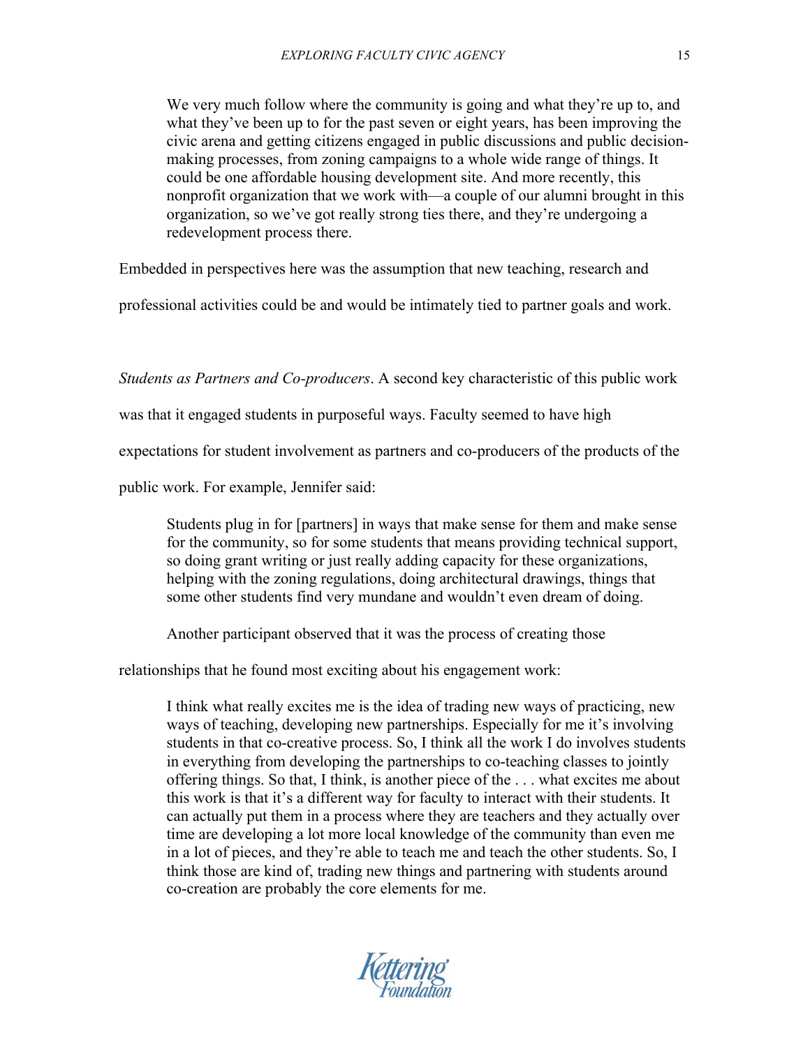> We very much follow where the community is going and what they're up to, and what they've been up to for the past seven or eight years, has been improving the civic arena and getting citizens engaged in public discussions and public decision-making processes, from zoning campaigns to a whole wide range of things. It could be one affordable housing development site. And more recently, this nonprofit organization that we work with—a couple of our alumni brought in this organization, so we've got really strong ties there, and they're undergoing a redevelopment process there.

Embedded in perspectives here was the assumption that new teaching, research and professional activities could be and would be intimately tied to partner goals and work.

*Students as Partners and Co-producers*. A second key characteristic of this public work was that it engaged students in purposeful ways. Faculty seemed to have high expectations for student involvement as partners and co-producers of the products of the public work. For example, Jennifer said:

> Students plug in for [partners] in ways that make sense for them and make sense for the community, so for some students that means providing technical support, so doing grant writing or just really adding capacity for these organizations, helping with the zoning regulations, doing architectural drawings, things that some other students find very mundane and wouldn't even dream of doing.

Another participant observed that it was the process of creating those relationships that he found most exciting about his engagement work:

> I think what really excites me is the idea of trading new ways of practicing, new ways of teaching, developing new partnerships. Especially for me it's involving students in that co-creative process. So, I think all the work I do involves students in everything from developing the partnerships to co-teaching classes to jointly offering things. So that, I think, is another piece of the . . . what excites me about this work is that it's a different way for faculty to interact with their students. It can actually put them in a process where they are teachers and they actually over time are developing a lot more local knowledge of the community than even me in a lot of pieces, and they're able to teach me and teach the other students. So, I think those are kind of, trading new things and partnering with students around co-creation are probably the core elements for me.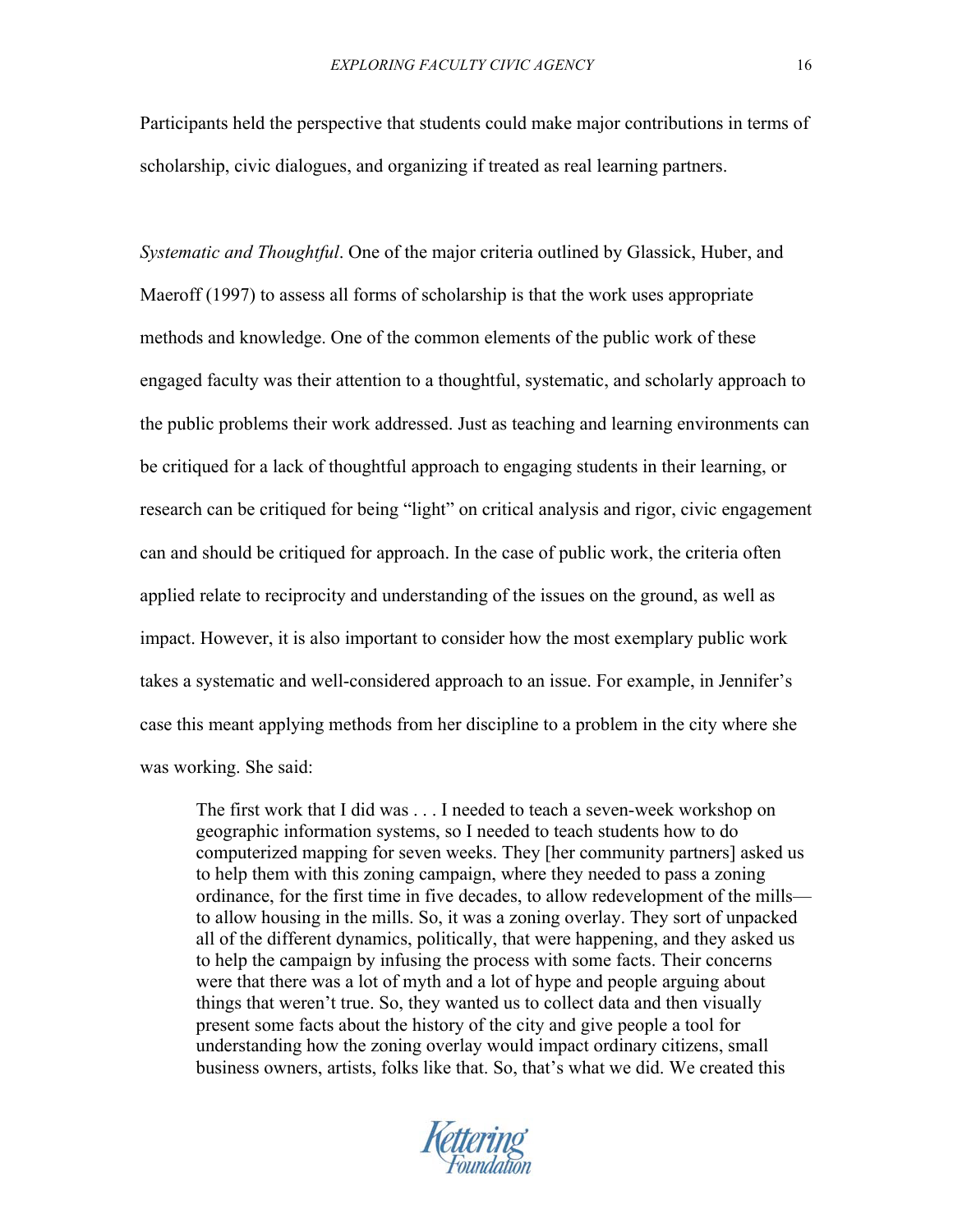Participants held the perspective that students could make major contributions in terms of scholarship, civic dialogues, and organizing if treated as real learning partners.

*Systematic and Thoughtful*. One of the major criteria outlined by Glassick, Huber, and Maeroff (1997) to assess all forms of scholarship is that the work uses appropriate methods and knowledge. One of the common elements of the public work of these engaged faculty was their attention to a thoughtful, systematic, and scholarly approach to the public problems their work addressed. Just as teaching and learning environments can be critiqued for a lack of thoughtful approach to engaging students in their learning, or research can be critiqued for being "light" on critical analysis and rigor, civic engagement can and should be critiqued for approach. In the case of public work, the criteria often applied relate to reciprocity and understanding of the issues on the ground, as well as impact. However, it is also important to consider how the most exemplary public work takes a systematic and well-considered approach to an issue. For example, in Jennifer's case this meant applying methods from her discipline to a problem in the city where she was working. She said:

> The first work that I did was . . . I needed to teach a seven-week workshop on geographic information systems, so I needed to teach students how to do computerized mapping for seven weeks. They [her community partners] asked us to help them with this zoning campaign, where they needed to pass a zoning ordinance, for the first time in five decades, to allow redevelopment of the mills—to allow housing in the mills. So, it was a zoning overlay. They sort of unpacked all of the different dynamics, politically, that were happening, and they asked us to help the campaign by infusing the process with some facts. Their concerns were that there was a lot of myth and a lot of hype and people arguing about things that weren't true. So, they wanted us to collect data and then visually present some facts about the history of the city and give people a tool for understanding how the zoning overlay would impact ordinary citizens, small business owners, artists, folks like that. So, that's what we did. We created this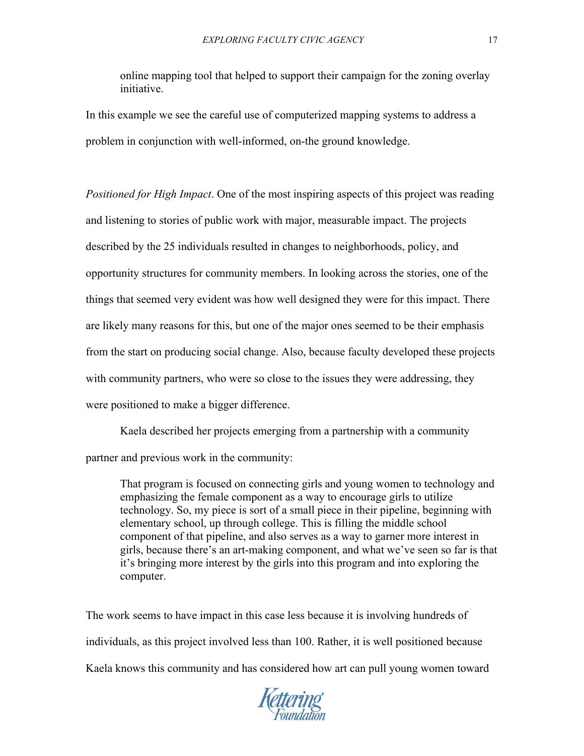> online mapping tool that helped to support their campaign for the zoning overlay initiative.

In this example we see the careful use of computerized mapping systems to address a problem in conjunction with well-informed, on-the ground knowledge.

*Positioned for High Impact*. One of the most inspiring aspects of this project was reading and listening to stories of public work with major, measurable impact. The projects described by the 25 individuals resulted in changes to neighborhoods, policy, and opportunity structures for community members. In looking across the stories, one of the things that seemed very evident was how well designed they were for this impact. There are likely many reasons for this, but one of the major ones seemed to be their emphasis from the start on producing social change. Also, because faculty developed these projects with community partners, who were so close to the issues they were addressing, they were positioned to make a bigger difference.

Kaela described her projects emerging from a partnership with a community partner and previous work in the community:

> That program is focused on connecting girls and young women to technology and emphasizing the female component as a way to encourage girls to utilize technology. So, my piece is sort of a small piece in their pipeline, beginning with elementary school, up through college. This is filling the middle school component of that pipeline, and also serves as a way to garner more interest in girls, because there's an art-making component, and what we've seen so far is that it's bringing more interest by the girls into this program and into exploring the computer.

The work seems to have impact in this case less because it is involving hundreds of individuals, as this project involved less than 100. Rather, it is well positioned because Kaela knows this community and has considered how art can pull young women toward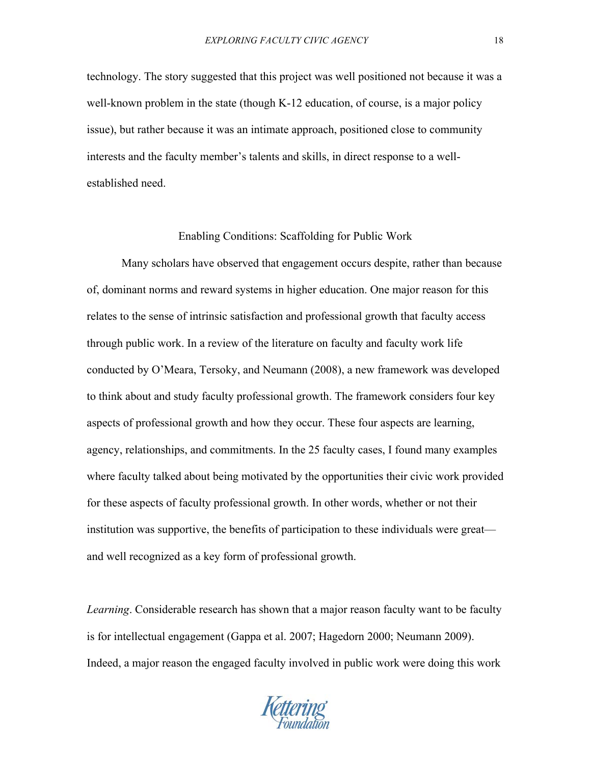technology. The story suggested that this project was well positioned not because it was a well-known problem in the state (though K-12 education, of course, is a major policy issue), but rather because it was an intimate approach, positioned close to community interests and the faculty member's talents and skills, in direct response to a well-established need.

## Enabling Conditions: Scaffolding for Public Work

Many scholars have observed that engagement occurs despite, rather than because of, dominant norms and reward systems in higher education. One major reason for this relates to the sense of intrinsic satisfaction and professional growth that faculty access through public work. In a review of the literature on faculty and faculty work life conducted by O'Meara, Tersoky, and Neumann (2008), a new framework was developed to think about and study faculty professional growth. The framework considers four key aspects of professional growth and how they occur. These four aspects are learning, agency, relationships, and commitments. In the 25 faculty cases, I found many examples where faculty talked about being motivated by the opportunities their civic work provided for these aspects of faculty professional growth. In other words, whether or not their institution was supportive, the benefits of participation to these individuals were great—and well recognized as a key form of professional growth.

*Learning*. Considerable research has shown that a major reason faculty want to be faculty is for intellectual engagement (Gappa et al. 2007; Hagedorn 2000; Neumann 2009). Indeed, a major reason the engaged faculty involved in public work were doing this work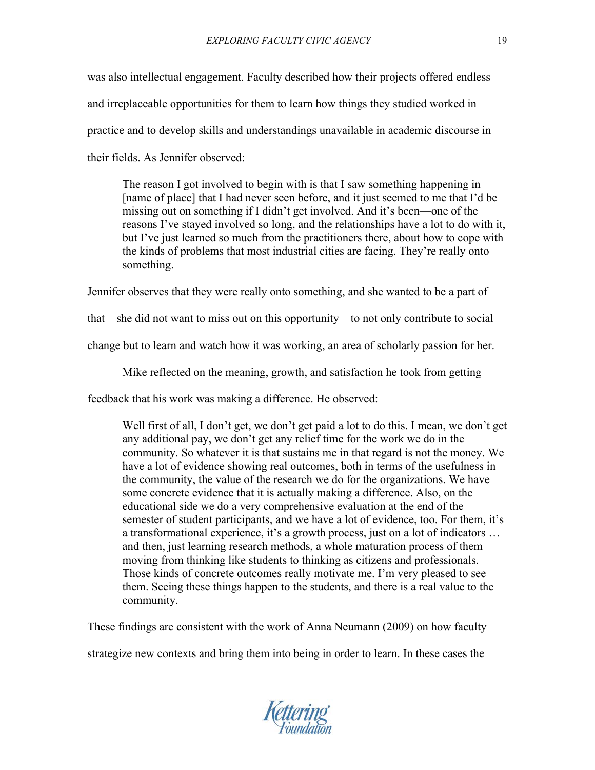was also intellectual engagement. Faculty described how their projects offered endless and irreplaceable opportunities for them to learn how things they studied worked in practice and to develop skills and understandings unavailable in academic discourse in their fields. As Jennifer observed:

> The reason I got involved to begin with is that I saw something happening in [name of place] that I had never seen before, and it just seemed to me that I'd be missing out on something if I didn't get involved. And it's been—one of the reasons I've stayed involved so long, and the relationships have a lot to do with it, but I've just learned so much from the practitioners there, about how to cope with the kinds of problems that most industrial cities are facing. They're really onto something.

Jennifer observes that they were really onto something, and she wanted to be a part of that—she did not want to miss out on this opportunity—to not only contribute to social change but to learn and watch how it was working, an area of scholarly passion for her.

Mike reflected on the meaning, growth, and satisfaction he took from getting feedback that his work was making a difference. He observed:

> Well first of all, I don't get, we don't get paid a lot to do this. I mean, we don't get any additional pay, we don't get any relief time for the work we do in the community. So whatever it is that sustains me in that regard is not the money. We have a lot of evidence showing real outcomes, both in terms of the usefulness in the community, the value of the research we do for the organizations. We have some concrete evidence that it is actually making a difference. Also, on the educational side we do a very comprehensive evaluation at the end of the semester of student participants, and we have a lot of evidence, too. For them, it's a transformational experience, it's a growth process, just on a lot of indicators … and then, just learning research methods, a whole maturation process of them moving from thinking like students to thinking as citizens and professionals. Those kinds of concrete outcomes really motivate me. I'm very pleased to see them. Seeing these things happen to the students, and there is a real value to the community.

These findings are consistent with the work of Anna Neumann (2009) on how faculty strategize new contexts and bring them into being in order to learn. In these cases the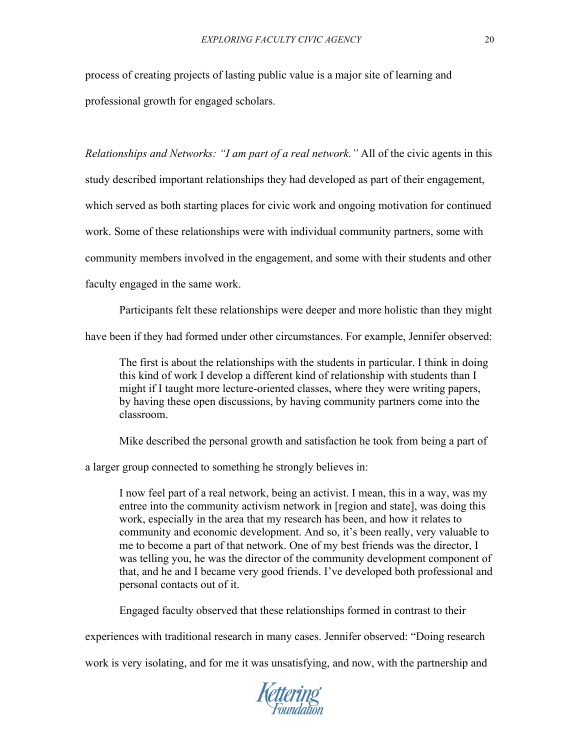process of creating projects of lasting public value is a major site of learning and professional growth for engaged scholars.

*Relationships and Networks: "I am part of a real network."* All of the civic agents in this study described important relationships they had developed as part of their engagement, which served as both starting places for civic work and ongoing motivation for continued work. Some of these relationships were with individual community partners, some with community members involved in the engagement, and some with their students and other faculty engaged in the same work.

Participants felt these relationships were deeper and more holistic than they might have been if they had formed under other circumstances. For example, Jennifer observed:

> The first is about the relationships with the students in particular. I think in doing this kind of work I develop a different kind of relationship with students than I might if I taught more lecture-oriented classes, where they were writing papers, by having these open discussions, by having community partners come into the classroom.

Mike described the personal growth and satisfaction he took from being a part of a larger group connected to something he strongly believes in:

> I now feel part of a real network, being an activist. I mean, this in a way, was my entree into the community activism network in [region and state], was doing this work, especially in the area that my research has been, and how it relates to community and economic development. And so, it's been really, very valuable to me to become a part of that network. One of my best friends was the director, I was telling you, he was the director of the community development component of that, and he and I became very good friends. I've developed both professional and personal contacts out of it.

Engaged faculty observed that these relationships formed in contrast to their experiences with traditional research in many cases. Jennifer observed: "Doing research work is very isolating, and for me it was unsatisfying, and now, with the partnership and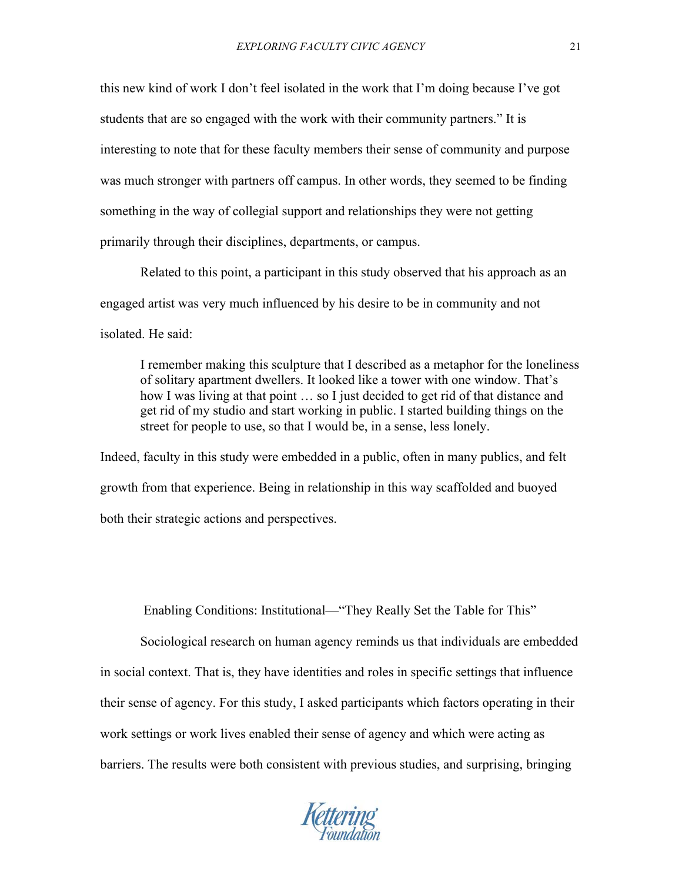this new kind of work I don't feel isolated in the work that I'm doing because I've got students that are so engaged with the work with their community partners." It is interesting to note that for these faculty members their sense of community and purpose was much stronger with partners off campus. In other words, they seemed to be finding something in the way of collegial support and relationships they were not getting primarily through their disciplines, departments, or campus.

Related to this point, a participant in this study observed that his approach as an engaged artist was very much influenced by his desire to be in community and not isolated. He said:

> I remember making this sculpture that I described as a metaphor for the loneliness of solitary apartment dwellers. It looked like a tower with one window. That's how I was living at that point … so I just decided to get rid of that distance and get rid of my studio and start working in public. I started building things on the street for people to use, so that I would be, in a sense, less lonely.

Indeed, faculty in this study were embedded in a public, often in many publics, and felt growth from that experience. Being in relationship in this way scaffolded and buoyed both their strategic actions and perspectives.

## Enabling Conditions: Institutional—"They Really Set the Table for This"

Sociological research on human agency reminds us that individuals are embedded in social context. That is, they have identities and roles in specific settings that influence their sense of agency. For this study, I asked participants which factors operating in their work settings or work lives enabled their sense of agency and which were acting as barriers. The results were both consistent with previous studies, and surprising, bringing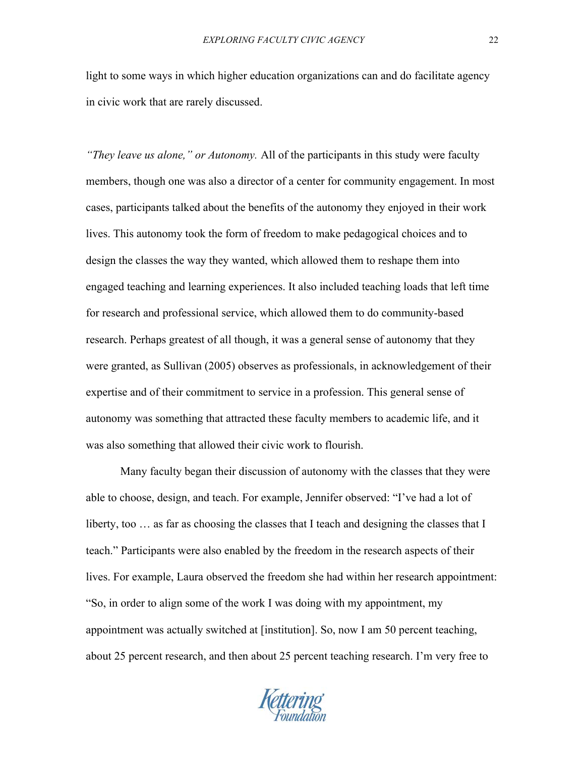light to some ways in which higher education organizations can and do facilitate agency in civic work that are rarely discussed.

*"They leave us alone," or Autonomy.* All of the participants in this study were faculty members, though one was also a director of a center for community engagement. In most cases, participants talked about the benefits of the autonomy they enjoyed in their work lives. This autonomy took the form of freedom to make pedagogical choices and to design the classes the way they wanted, which allowed them to reshape them into engaged teaching and learning experiences. It also included teaching loads that left time for research and professional service, which allowed them to do community-based research. Perhaps greatest of all though, it was a general sense of autonomy that they were granted, as Sullivan (2005) observes as professionals, in acknowledgement of their expertise and of their commitment to service in a profession. This general sense of autonomy was something that attracted these faculty members to academic life, and it was also something that allowed their civic work to flourish.

Many faculty began their discussion of autonomy with the classes that they were able to choose, design, and teach. For example, Jennifer observed: "I've had a lot of liberty, too … as far as choosing the classes that I teach and designing the classes that I teach." Participants were also enabled by the freedom in the research aspects of their lives. For example, Laura observed the freedom she had within her research appointment: "So, in order to align some of the work I was doing with my appointment, my appointment was actually switched at [institution]. So, now I am 50 percent teaching, about 25 percent research, and then about 25 percent teaching research. I'm very free to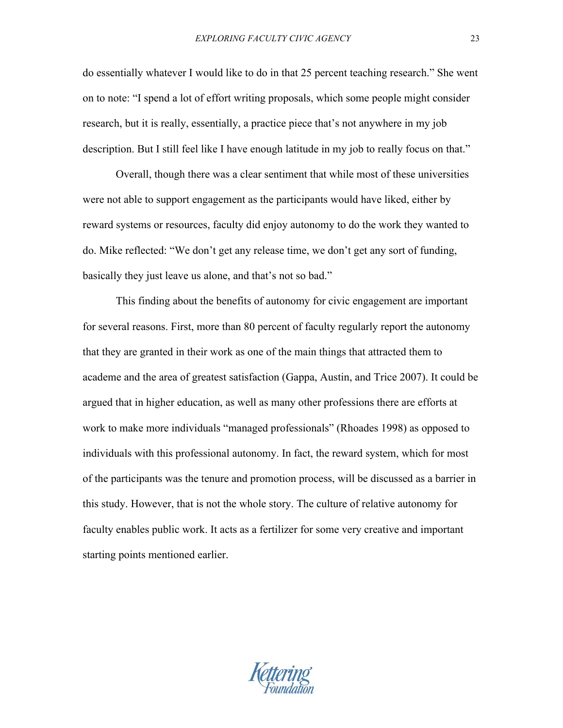do essentially whatever I would like to do in that 25 percent teaching research." She went on to note: "I spend a lot of effort writing proposals, which some people might consider research, but it is really, essentially, a practice piece that's not anywhere in my job description. But I still feel like I have enough latitude in my job to really focus on that."

Overall, though there was a clear sentiment that while most of these universities were not able to support engagement as the participants would have liked, either by reward systems or resources, faculty did enjoy autonomy to do the work they wanted to do. Mike reflected: "We don't get any release time, we don't get any sort of funding, basically they just leave us alone, and that's not so bad."

This finding about the benefits of autonomy for civic engagement are important for several reasons. First, more than 80 percent of faculty regularly report the autonomy that they are granted in their work as one of the main things that attracted them to academe and the area of greatest satisfaction (Gappa, Austin, and Trice 2007). It could be argued that in higher education, as well as many other professions there are efforts at work to make more individuals "managed professionals" (Rhoades 1998) as opposed to individuals with this professional autonomy. In fact, the reward system, which for most of the participants was the tenure and promotion process, will be discussed as a barrier in this study. However, that is not the whole story. The culture of relative autonomy for faculty enables public work. It acts as a fertilizer for some very creative and important starting points mentioned earlier.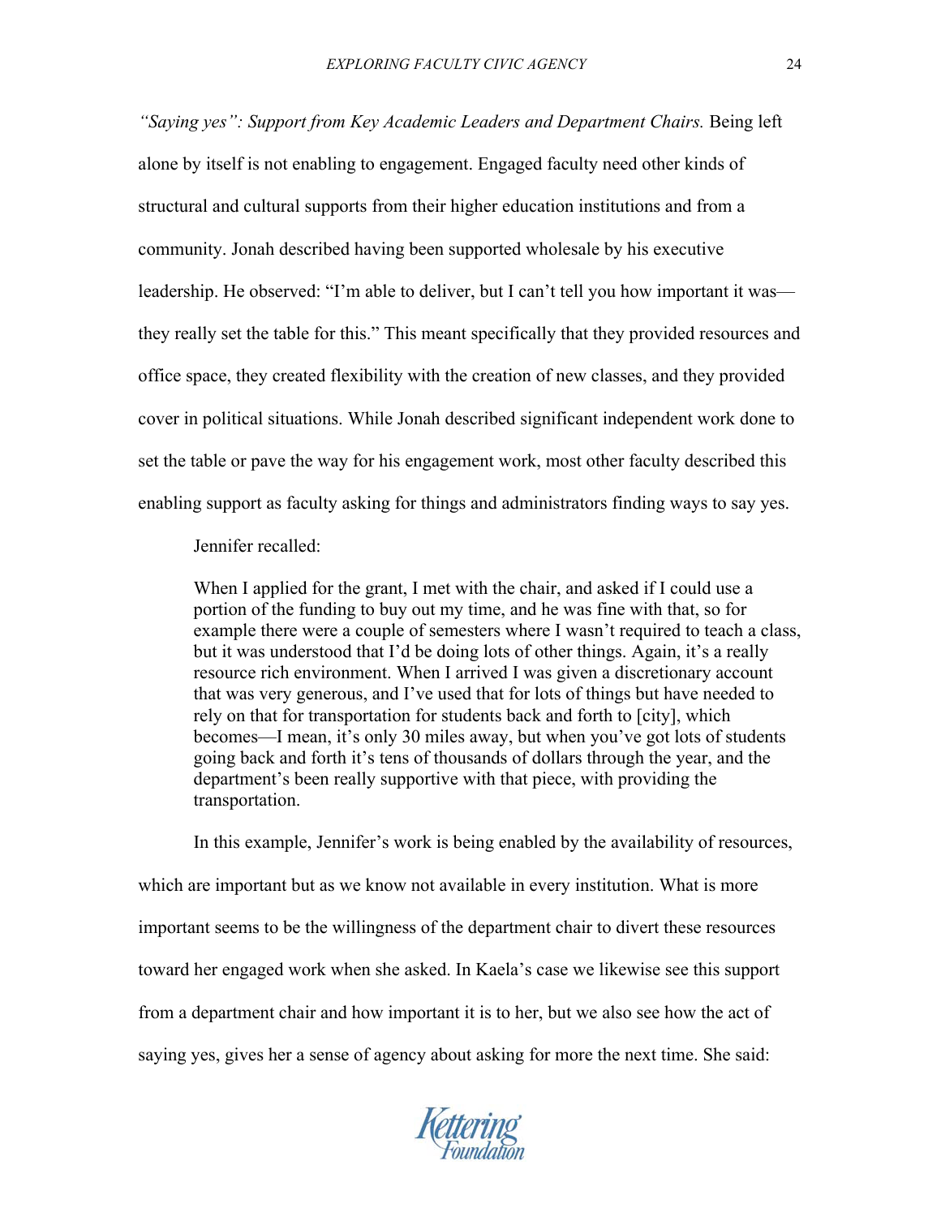*"Saying yes": Support from Key Academic Leaders and Department Chairs.* Being left alone by itself is not enabling to engagement. Engaged faculty need other kinds of structural and cultural supports from their higher education institutions and from a community. Jonah described having been supported wholesale by his executive leadership. He observed: "I'm able to deliver, but I can't tell you how important it was—they really set the table for this." This meant specifically that they provided resources and office space, they created flexibility with the creation of new classes, and they provided cover in political situations. While Jonah described significant independent work done to set the table or pave the way for his engagement work, most other faculty described this enabling support as faculty asking for things and administrators finding ways to say yes.

Jennifer recalled:

> When I applied for the grant, I met with the chair, and asked if I could use a portion of the funding to buy out my time, and he was fine with that, so for example there were a couple of semesters where I wasn't required to teach a class, but it was understood that I'd be doing lots of other things. Again, it's a really resource rich environment. When I arrived I was given a discretionary account that was very generous, and I've used that for lots of things but have needed to rely on that for transportation for students back and forth to [city], which becomes—I mean, it's only 30 miles away, but when you've got lots of students going back and forth it's tens of thousands of dollars through the year, and the department's been really supportive with that piece, with providing the transportation.

In this example, Jennifer's work is being enabled by the availability of resources, which are important but as we know not available in every institution. What is more important seems to be the willingness of the department chair to divert these resources toward her engaged work when she asked. In Kaela's case we likewise see this support from a department chair and how important it is to her, but we also see how the act of saying yes, gives her a sense of agency about asking for more the next time. She said: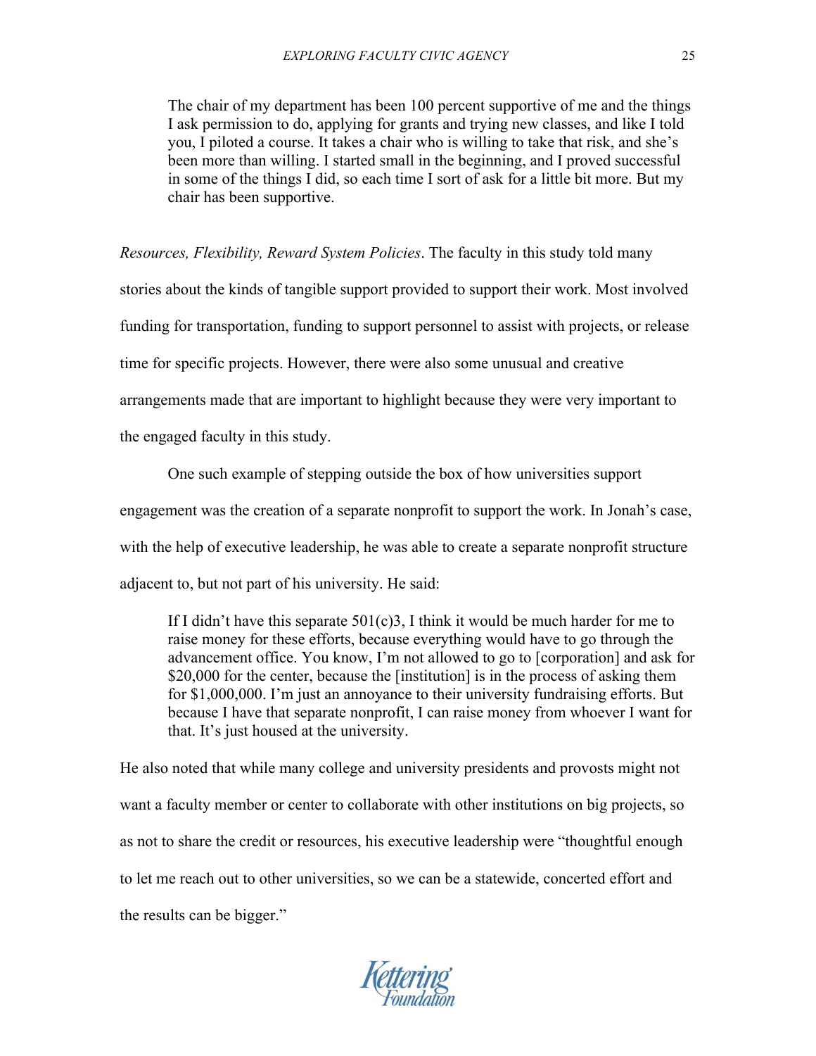> The chair of my department has been 100 percent supportive of me and the things I ask permission to do, applying for grants and trying new classes, and like I told you, I piloted a course. It takes a chair who is willing to take that risk, and she's been more than willing. I started small in the beginning, and I proved successful in some of the things I did, so each time I sort of ask for a little bit more. But my chair has been supportive.

*Resources, Flexibility, Reward System Policies*. The faculty in this study told many stories about the kinds of tangible support provided to support their work. Most involved funding for transportation, funding to support personnel to assist with projects, or release time for specific projects. However, there were also some unusual and creative arrangements made that are important to highlight because they were very important to the engaged faculty in this study.

One such example of stepping outside the box of how universities support engagement was the creation of a separate nonprofit to support the work. In Jonah's case, with the help of executive leadership, he was able to create a separate nonprofit structure adjacent to, but not part of his university. He said:

> If I didn't have this separate 501(c)3, I think it would be much harder for me to raise money for these efforts, because everything would have to go through the advancement office. You know, I'm not allowed to go to [corporation] and ask for $20,000 for the center, because the [institution] is in the process of asking them for $1,000,000. I'm just an annoyance to their university fundraising efforts. But because I have that separate nonprofit, I can raise money from whoever I want for that. It's just housed at the university.

He also noted that while many college and university presidents and provosts might not want a faculty member or center to collaborate with other institutions on big projects, so as not to share the credit or resources, his executive leadership were "thoughtful enough to let me reach out to other universities, so we can be a statewide, concerted effort and the results can be bigger."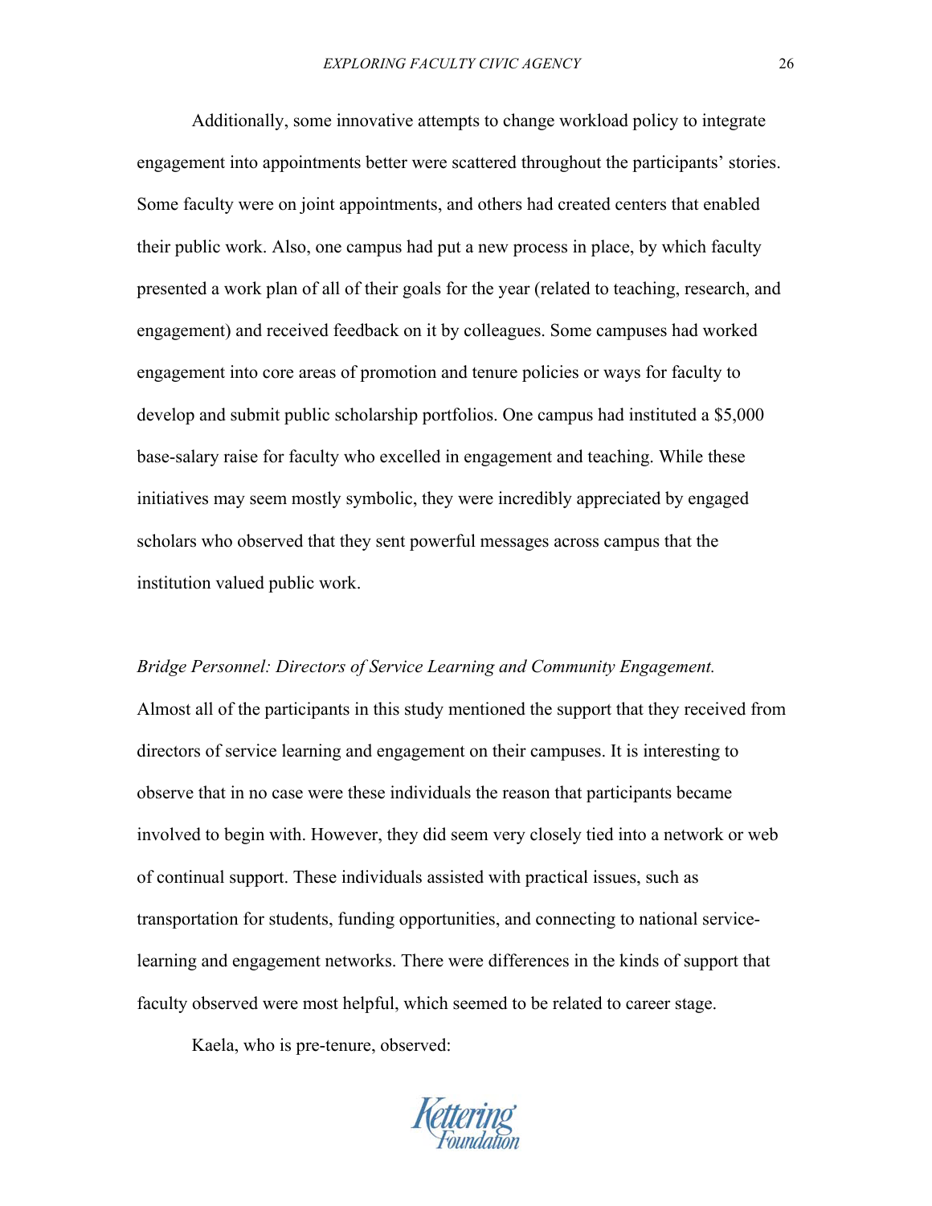Additionally, some innovative attempts to change workload policy to integrate engagement into appointments better were scattered throughout the participants' stories. Some faculty were on joint appointments, and others had created centers that enabled their public work. Also, one campus had put a new process in place, by which faculty presented a work plan of all of their goals for the year (related to teaching, research, and engagement) and received feedback on it by colleagues. Some campuses had worked engagement into core areas of promotion and tenure policies or ways for faculty to develop and submit public scholarship portfolios. One campus had instituted a $5,000 base-salary raise for faculty who excelled in engagement and teaching. While these initiatives may seem mostly symbolic, they were incredibly appreciated by engaged scholars who observed that they sent powerful messages across campus that the institution valued public work.

*Bridge Personnel: Directors of Service Learning and Community Engagement.* Almost all of the participants in this study mentioned the support that they received from directors of service learning and engagement on their campuses. It is interesting to observe that in no case were these individuals the reason that participants became involved to begin with. However, they did seem very closely tied into a network or web of continual support. These individuals assisted with practical issues, such as transportation for students, funding opportunities, and connecting to national service-learning and engagement networks. There were differences in the kinds of support that faculty observed were most helpful, which seemed to be related to career stage.

Kaela, who is pre-tenure, observed: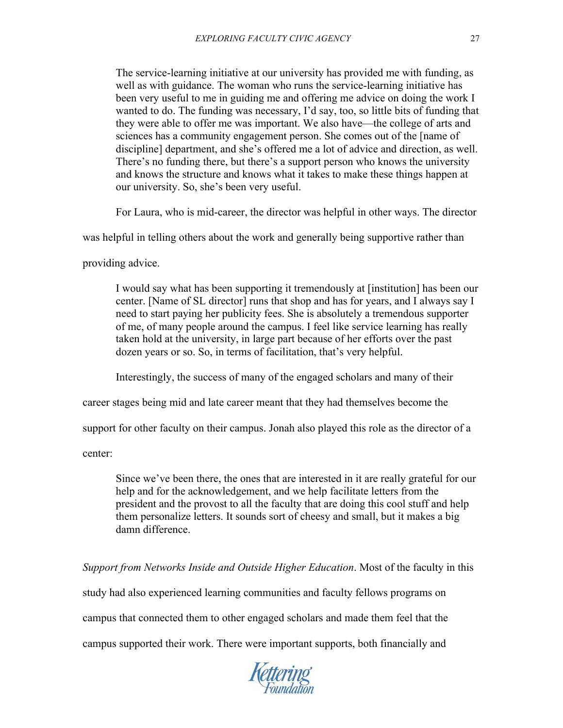> The service-learning initiative at our university has provided me with funding, as well as with guidance. The woman who runs the service-learning initiative has been very useful to me in guiding me and offering me advice on doing the work I wanted to do. The funding was necessary, I'd say, too, so little bits of funding that they were able to offer me was important. We also have—the college of arts and sciences has a community engagement person. She comes out of the [name of discipline] department, and she's offered me a lot of advice and direction, as well. There's no funding there, but there's a support person who knows the university and knows the structure and knows what it takes to make these things happen at our university. So, she's been very useful.

For Laura, who is mid-career, the director was helpful in other ways. The director was helpful in telling others about the work and generally being supportive rather than providing advice.

> I would say what has been supporting it tremendously at [institution] has been our center. [Name of SL director] runs that shop and has for years, and I always say I need to start paying her publicity fees. She is absolutely a tremendous supporter of me, of many people around the campus. I feel like service learning has really taken hold at the university, in large part because of her efforts over the past dozen years or so. So, in terms of facilitation, that's very helpful.

Interestingly, the success of many of the engaged scholars and many of their career stages being mid and late career meant that they had themselves become the support for other faculty on their campus. Jonah also played this role as the director of a center:

> Since we've been there, the ones that are interested in it are really grateful for our help and for the acknowledgement, and we help facilitate letters from the president and the provost to all the faculty that are doing this cool stuff and help them personalize letters. It sounds sort of cheesy and small, but it makes a big damn difference.

*Support from Networks Inside and Outside Higher Education*. Most of the faculty in this study had also experienced learning communities and faculty fellows programs on campus that connected them to other engaged scholars and made them feel that the campus supported their work. There were important supports, both financially and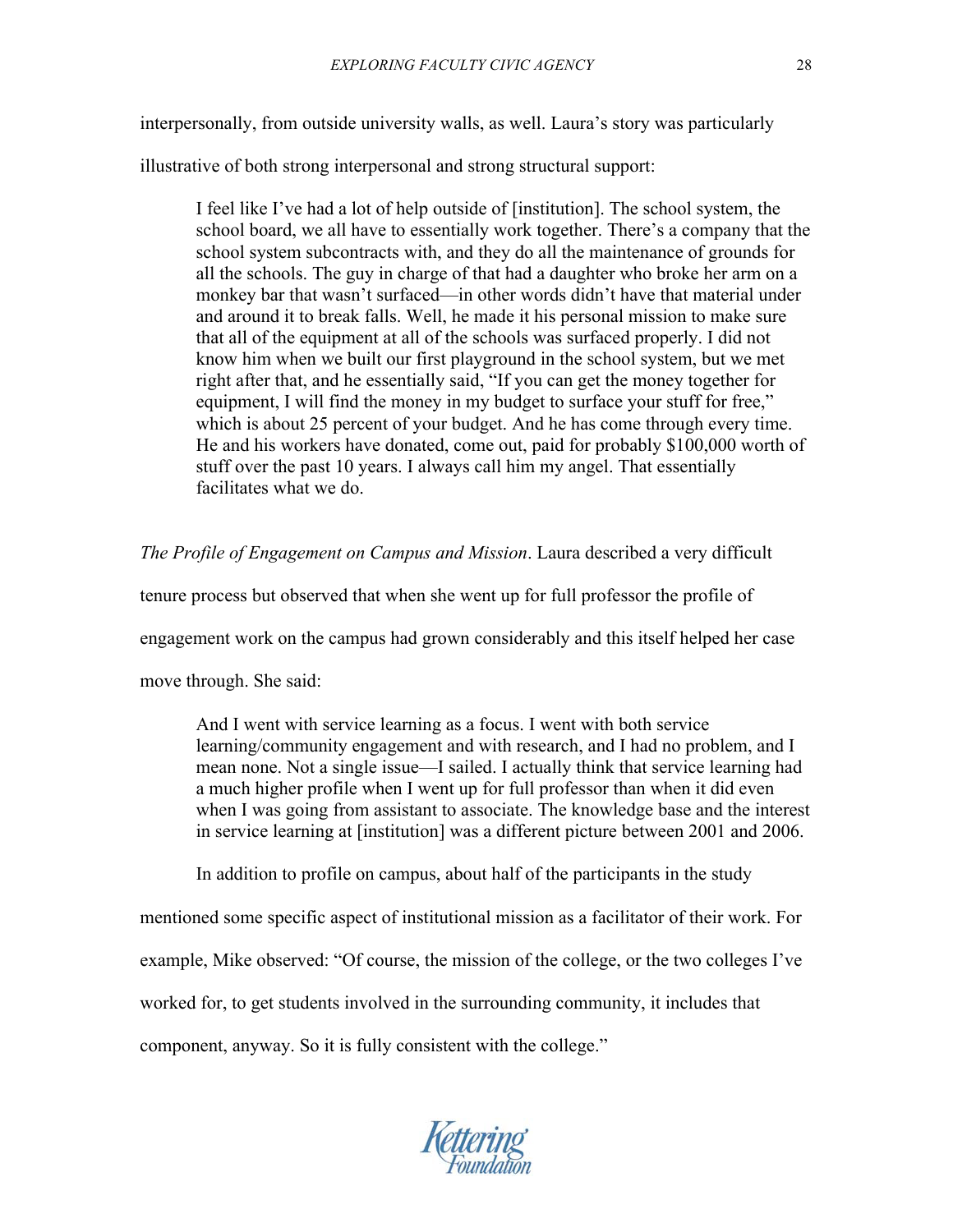interpersonally, from outside university walls, as well. Laura's story was particularly illustrative of both strong interpersonal and strong structural support:

> I feel like I've had a lot of help outside of [institution]. The school system, the school board, we all have to essentially work together. There's a company that the school system subcontracts with, and they do all the maintenance of grounds for all the schools. The guy in charge of that had a daughter who broke her arm on a monkey bar that wasn't surfaced—in other words didn't have that material under and around it to break falls. Well, he made it his personal mission to make sure that all of the equipment at all of the schools was surfaced properly. I did not know him when we built our first playground in the school system, but we met right after that, and he essentially said, "If you can get the money together for equipment, I will find the money in my budget to surface your stuff for free," which is about 25 percent of your budget. And he has come through every time. He and his workers have donated, come out, paid for probably $100,000 worth of stuff over the past 10 years. I always call him my angel. That essentially facilitates what we do.

*The Profile of Engagement on Campus and Mission*. Laura described a very difficult tenure process but observed that when she went up for full professor the profile of engagement work on the campus had grown considerably and this itself helped her case move through. She said:

> And I went with service learning as a focus. I went with both service learning/community engagement and with research, and I had no problem, and I mean none. Not a single issue—I sailed. I actually think that service learning had a much higher profile when I went up for full professor than when it did even when I was going from assistant to associate. The knowledge base and the interest in service learning at [institution] was a different picture between 2001 and 2006.

In addition to profile on campus, about half of the participants in the study mentioned some specific aspect of institutional mission as a facilitator of their work. For example, Mike observed: "Of course, the mission of the college, or the two colleges I've worked for, to get students involved in the surrounding community, it includes that component, anyway. So it is fully consistent with the college."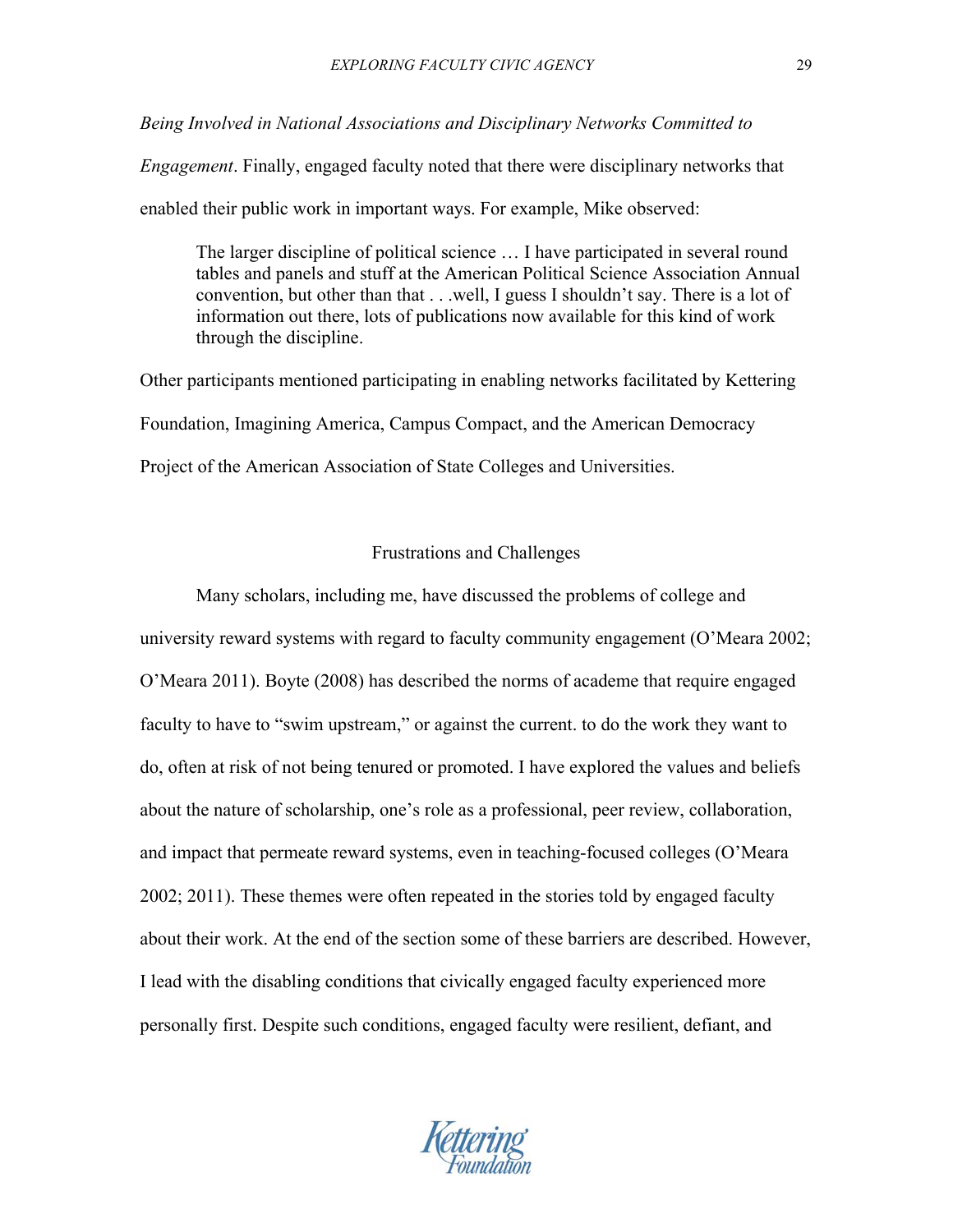*Being Involved in National Associations and Disciplinary Networks Committed to Engagement*. Finally, engaged faculty noted that there were disciplinary networks that enabled their public work in important ways. For example, Mike observed:

> The larger discipline of political science … I have participated in several round tables and panels and stuff at the American Political Science Association Annual convention, but other than that . . .well, I guess I shouldn't say. There is a lot of information out there, lots of publications now available for this kind of work through the discipline.

Other participants mentioned participating in enabling networks facilitated by Kettering Foundation, Imagining America, Campus Compact, and the American Democracy Project of the American Association of State Colleges and Universities.

## Frustrations and Challenges

Many scholars, including me, have discussed the problems of college and university reward systems with regard to faculty community engagement (O'Meara 2002; O'Meara 2011). Boyte (2008) has described the norms of academe that require engaged faculty to have to "swim upstream," or against the current. to do the work they want to do, often at risk of not being tenured or promoted. I have explored the values and beliefs about the nature of scholarship, one's role as a professional, peer review, collaboration, and impact that permeate reward systems, even in teaching-focused colleges (O'Meara 2002; 2011). These themes were often repeated in the stories told by engaged faculty about their work. At the end of the section some of these barriers are described. However, I lead with the disabling conditions that civically engaged faculty experienced more personally first. Despite such conditions, engaged faculty were resilient, defiant, and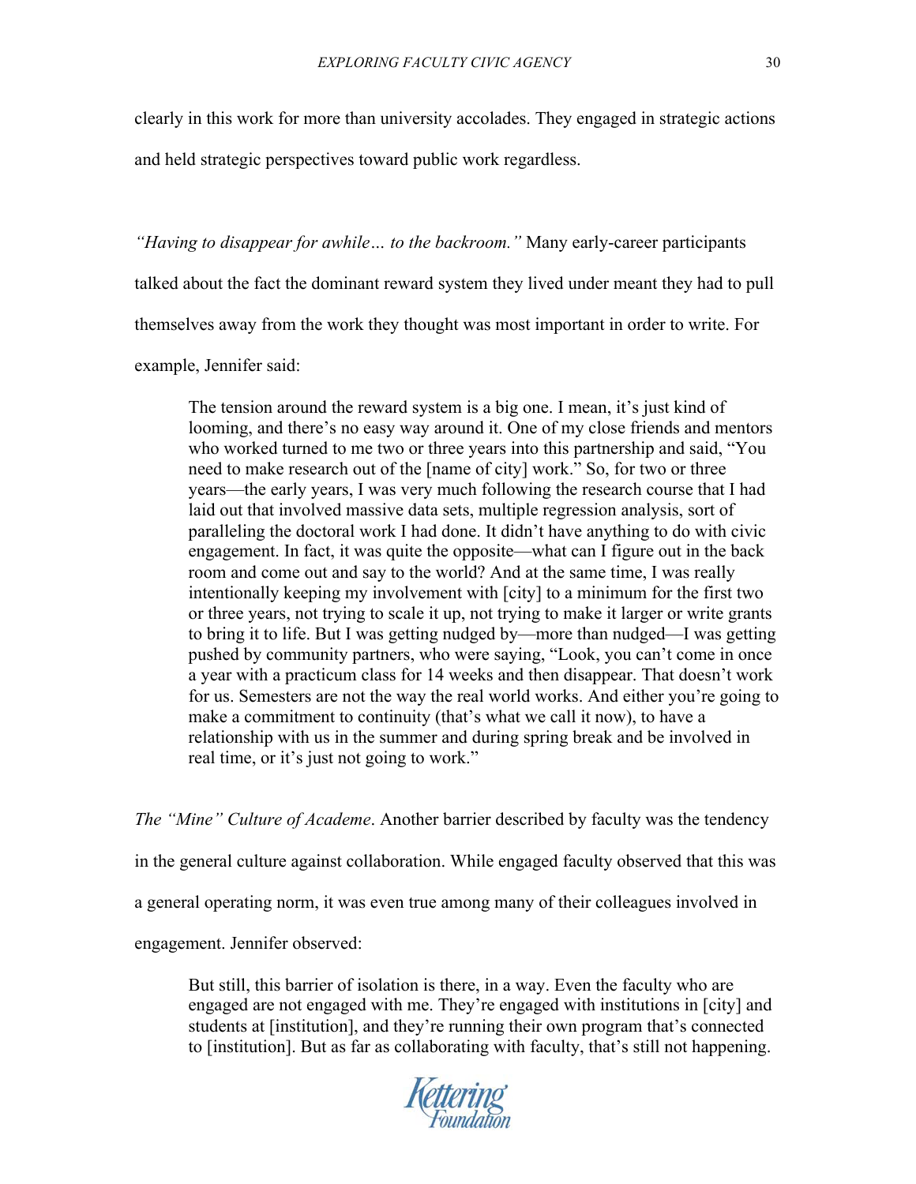clearly in this work for more than university accolades. They engaged in strategic actions and held strategic perspectives toward public work regardless.

*"Having to disappear for awhile… to the backroom."* Many early-career participants talked about the fact the dominant reward system they lived under meant they had to pull themselves away from the work they thought was most important in order to write. For example, Jennifer said:

> The tension around the reward system is a big one. I mean, it's just kind of looming, and there's no easy way around it. One of my close friends and mentors who worked turned to me two or three years into this partnership and said, "You need to make research out of the [name of city] work." So, for two or three years—the early years, I was very much following the research course that I had laid out that involved massive data sets, multiple regression analysis, sort of paralleling the doctoral work I had done. It didn't have anything to do with civic engagement. In fact, it was quite the opposite—what can I figure out in the back room and come out and say to the world? And at the same time, I was really intentionally keeping my involvement with [city] to a minimum for the first two or three years, not trying to scale it up, not trying to make it larger or write grants to bring it to life. But I was getting nudged by—more than nudged—I was getting pushed by community partners, who were saying, "Look, you can't come in once a year with a practicum class for 14 weeks and then disappear. That doesn't work for us. Semesters are not the way the real world works. And either you're going to make a commitment to continuity (that's what we call it now), to have a relationship with us in the summer and during spring break and be involved in real time, or it's just not going to work."

*The "Mine" Culture of Academe*. Another barrier described by faculty was the tendency in the general culture against collaboration. While engaged faculty observed that this was a general operating norm, it was even true among many of their colleagues involved in engagement. Jennifer observed:

> But still, this barrier of isolation is there, in a way. Even the faculty who are engaged are not engaged with me. They're engaged with institutions in [city] and students at [institution], and they're running their own program that's connected to [institution]. But as far as collaborating with faculty, that's still not happening.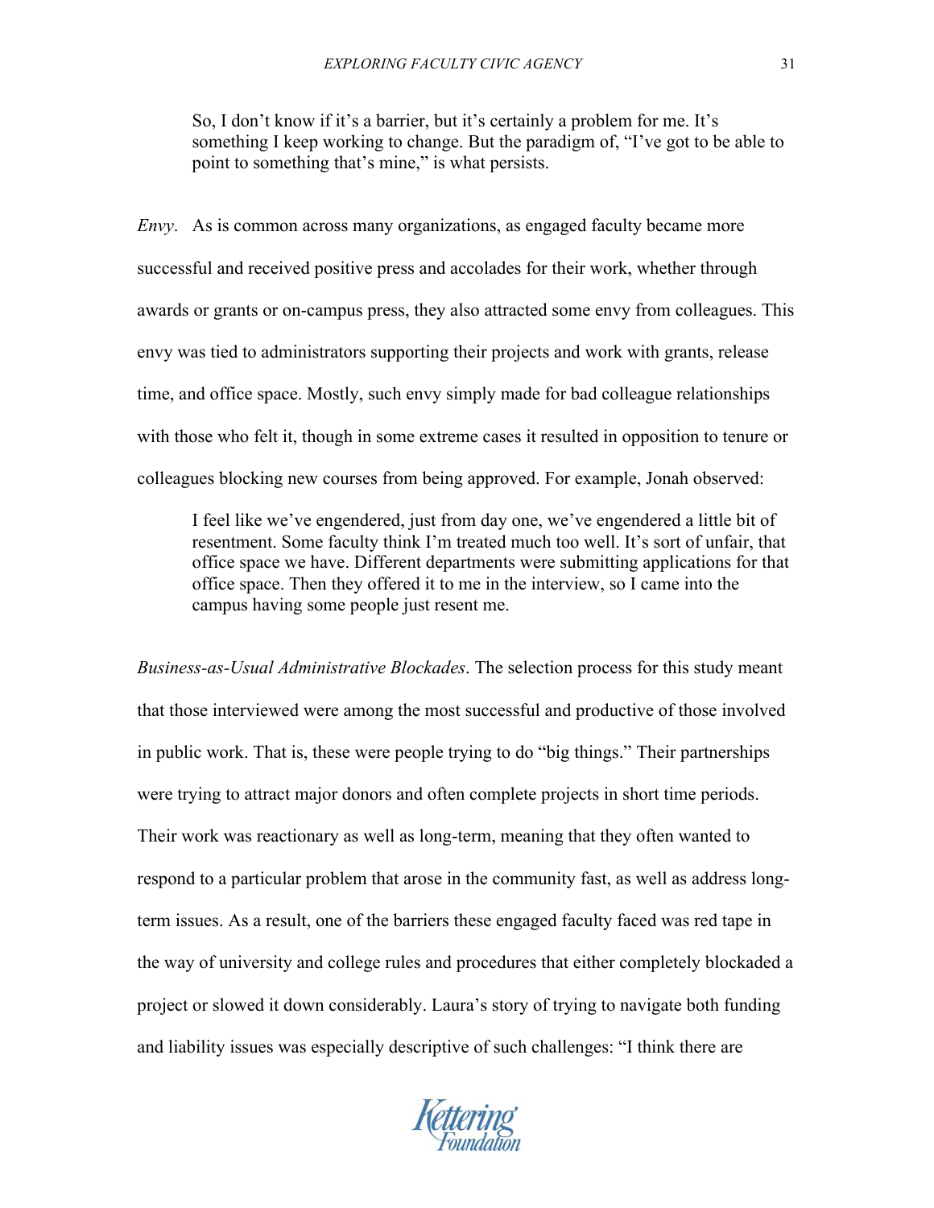> So, I don't know if it's a barrier, but it's certainly a problem for me. It's something I keep working to change. But the paradigm of, "I've got to be able to point to something that's mine," is what persists.

*Envy*. As is common across many organizations, as engaged faculty became more successful and received positive press and accolades for their work, whether through awards or grants or on-campus press, they also attracted some envy from colleagues. This envy was tied to administrators supporting their projects and work with grants, release time, and office space. Mostly, such envy simply made for bad colleague relationships with those who felt it, though in some extreme cases it resulted in opposition to tenure or colleagues blocking new courses from being approved. For example, Jonah observed:

> I feel like we've engendered, just from day one, we've engendered a little bit of resentment. Some faculty think I'm treated much too well. It's sort of unfair, that office space we have. Different departments were submitting applications for that office space. Then they offered it to me in the interview, so I came into the campus having some people just resent me.

*Business-as-Usual Administrative Blockades*. The selection process for this study meant that those interviewed were among the most successful and productive of those involved in public work. That is, these were people trying to do "big things." Their partnerships were trying to attract major donors and often complete projects in short time periods. Their work was reactionary as well as long-term, meaning that they often wanted to respond to a particular problem that arose in the community fast, as well as address long-term issues. As a result, one of the barriers these engaged faculty faced was red tape in the way of university and college rules and procedures that either completely blockaded a project or slowed it down considerably. Laura's story of trying to navigate both funding and liability issues was especially descriptive of such challenges: "I think there are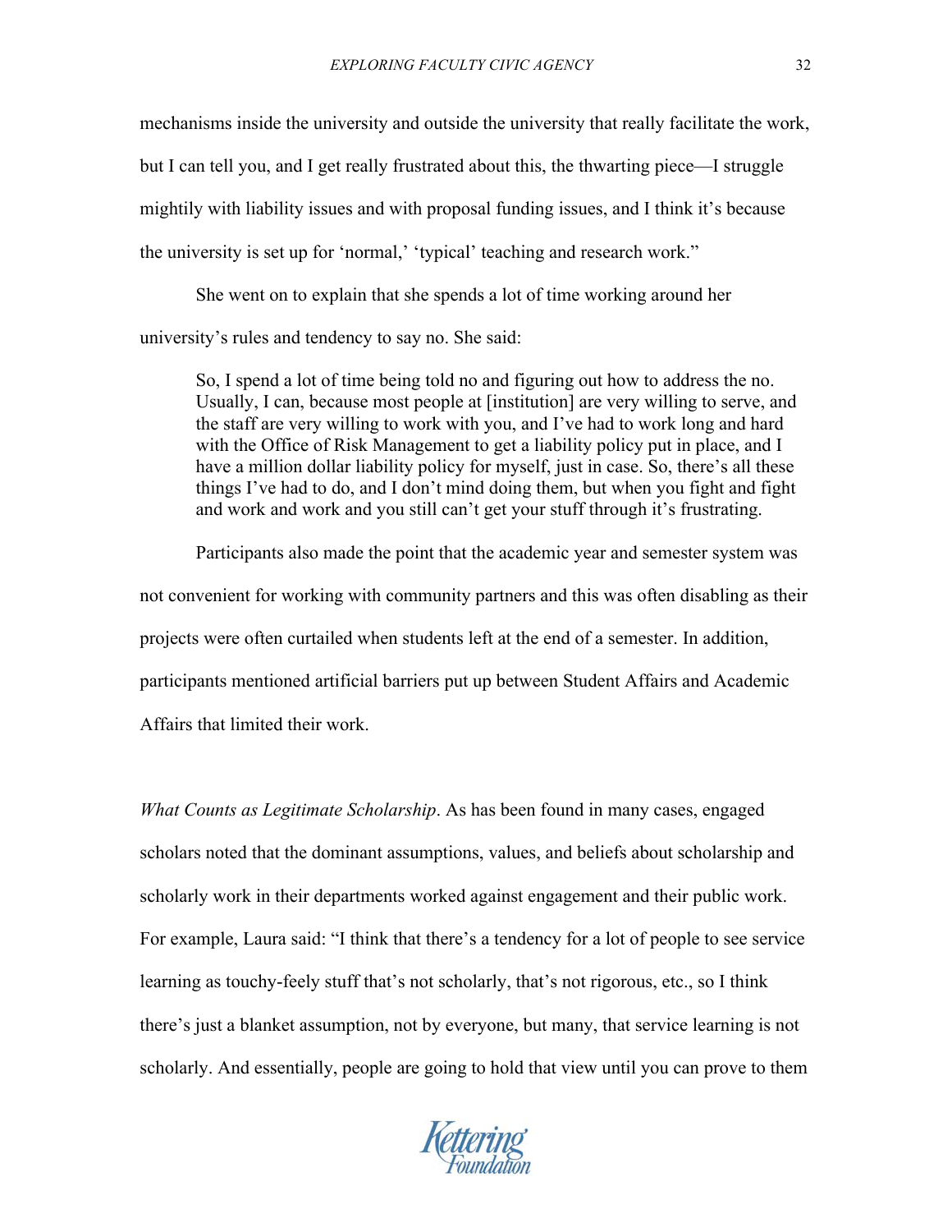mechanisms inside the university and outside the university that really facilitate the work, but I can tell you, and I get really frustrated about this, the thwarting piece—I struggle mightily with liability issues and with proposal funding issues, and I think it's because the university is set up for 'normal,' 'typical' teaching and research work."

She went on to explain that she spends a lot of time working around her university's rules and tendency to say no. She said:

> So, I spend a lot of time being told no and figuring out how to address the no. Usually, I can, because most people at [institution] are very willing to serve, and the staff are very willing to work with you, and I've had to work long and hard with the Office of Risk Management to get a liability policy put in place, and I have a million dollar liability policy for myself, just in case. So, there's all these things I've had to do, and I don't mind doing them, but when you fight and fight and work and work and you still can't get your stuff through it's frustrating.

Participants also made the point that the academic year and semester system was not convenient for working with community partners and this was often disabling as their projects were often curtailed when students left at the end of a semester. In addition, participants mentioned artificial barriers put up between Student Affairs and Academic Affairs that limited their work.

*What Counts as Legitimate Scholarship*. As has been found in many cases, engaged scholars noted that the dominant assumptions, values, and beliefs about scholarship and scholarly work in their departments worked against engagement and their public work. For example, Laura said: "I think that there's a tendency for a lot of people to see service learning as touchy-feely stuff that's not scholarly, that's not rigorous, etc., so I think there's just a blanket assumption, not by everyone, but many, that service learning is not scholarly. And essentially, people are going to hold that view until you can prove to them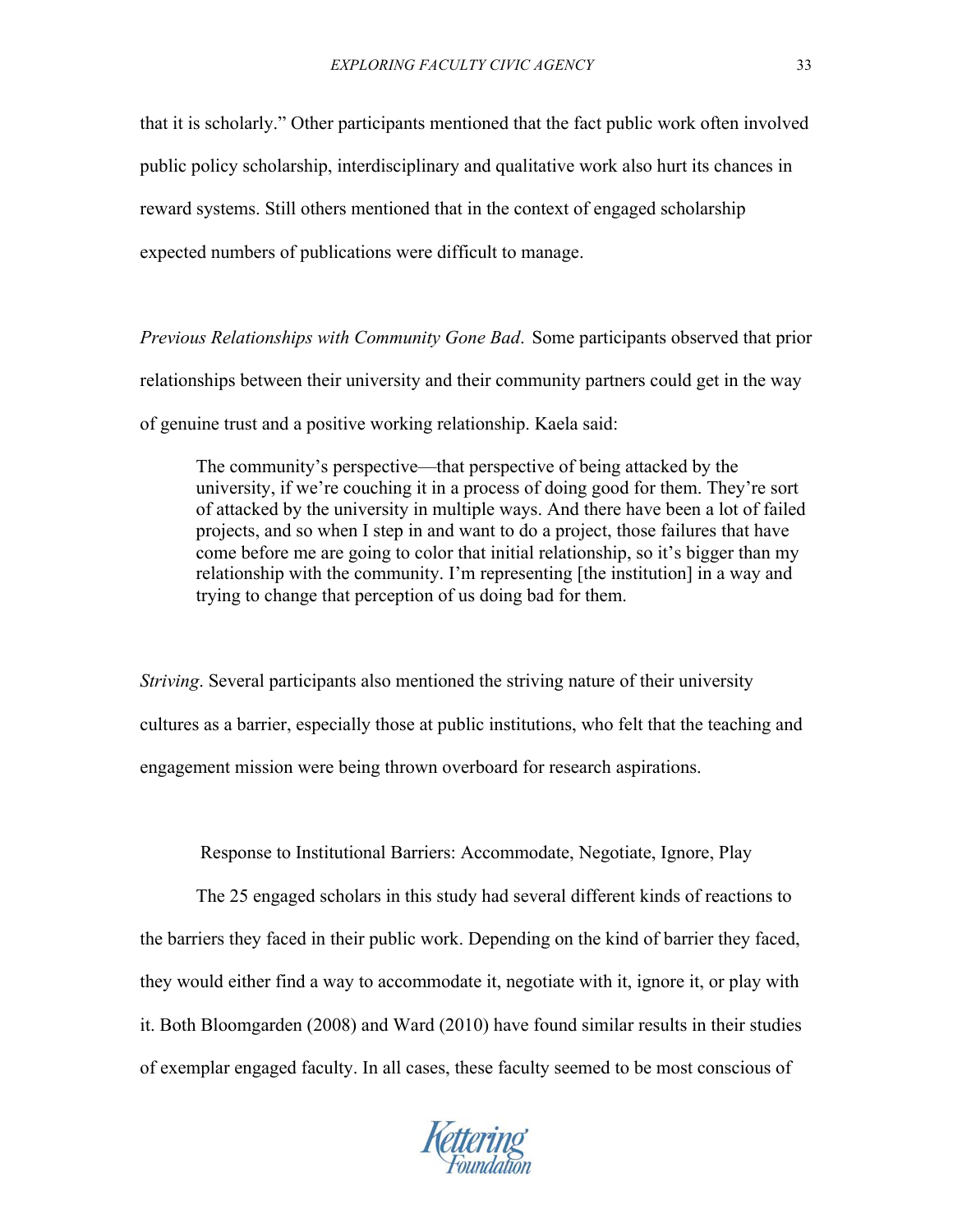that it is scholarly." Other participants mentioned that the fact public work often involved public policy scholarship, interdisciplinary and qualitative work also hurt its chances in reward systems. Still others mentioned that in the context of engaged scholarship expected numbers of publications were difficult to manage.

*Previous Relationships with Community Gone Bad*. Some participants observed that prior relationships between their university and their community partners could get in the way of genuine trust and a positive working relationship. Kaela said:

> The community's perspective—that perspective of being attacked by the university, if we're couching it in a process of doing good for them. They're sort of attacked by the university in multiple ways. And there have been a lot of failed projects, and so when I step in and want to do a project, those failures that have come before me are going to color that initial relationship, so it's bigger than my relationship with the community. I'm representing [the institution] in a way and trying to change that perception of us doing bad for them.

*Striving*. Several participants also mentioned the striving nature of their university cultures as a barrier, especially those at public institutions, who felt that the teaching and engagement mission were being thrown overboard for research aspirations.

## Response to Institutional Barriers: Accommodate, Negotiate, Ignore, Play

The 25 engaged scholars in this study had several different kinds of reactions to the barriers they faced in their public work. Depending on the kind of barrier they faced, they would either find a way to accommodate it, negotiate with it, ignore it, or play with it. Both Bloomgarden (2008) and Ward (2010) have found similar results in their studies of exemplar engaged faculty. In all cases, these faculty seemed to be most conscious of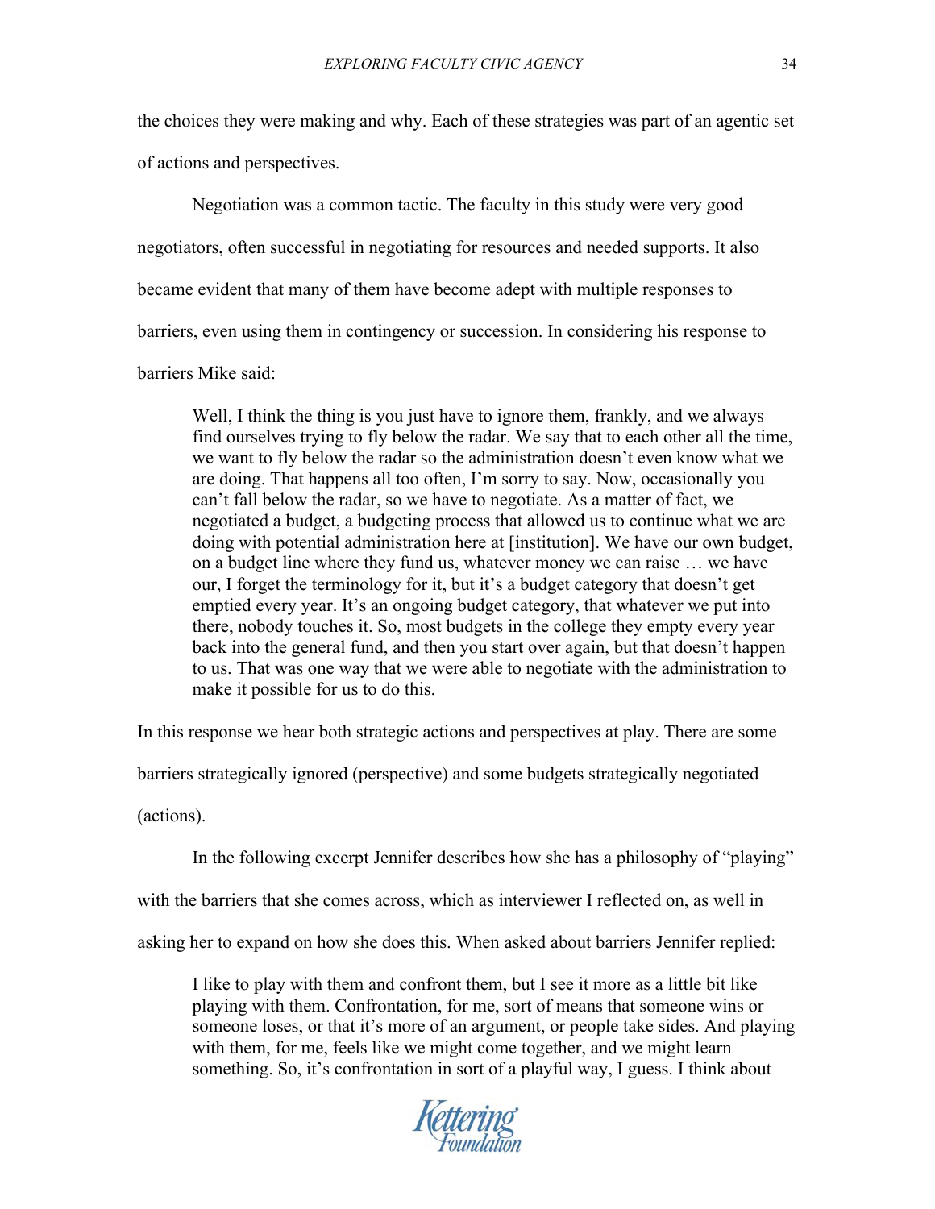the choices they were making and why. Each of these strategies was part of an agentic set of actions and perspectives.

Negotiation was a common tactic. The faculty in this study were very good negotiators, often successful in negotiating for resources and needed supports. It also became evident that many of them have become adept with multiple responses to barriers, even using them in contingency or succession. In considering his response to barriers Mike said:

> Well, I think the thing is you just have to ignore them, frankly, and we always find ourselves trying to fly below the radar. We say that to each other all the time, we want to fly below the radar so the administration doesn't even know what we are doing. That happens all too often, I'm sorry to say. Now, occasionally you can't fall below the radar, so we have to negotiate. As a matter of fact, we negotiated a budget, a budgeting process that allowed us to continue what we are doing with potential administration here at [institution]. We have our own budget, on a budget line where they fund us, whatever money we can raise … we have our, I forget the terminology for it, but it's a budget category that doesn't get emptied every year. It's an ongoing budget category, that whatever we put into there, nobody touches it. So, most budgets in the college they empty every year back into the general fund, and then you start over again, but that doesn't happen to us. That was one way that we were able to negotiate with the administration to make it possible for us to do this.

In this response we hear both strategic actions and perspectives at play. There are some barriers strategically ignored (perspective) and some budgets strategically negotiated (actions).

In the following excerpt Jennifer describes how she has a philosophy of "playing" with the barriers that she comes across, which as interviewer I reflected on, as well in asking her to expand on how she does this. When asked about barriers Jennifer replied:

> I like to play with them and confront them, but I see it more as a little bit like playing with them. Confrontation, for me, sort of means that someone wins or someone loses, or that it's more of an argument, or people take sides. And playing with them, for me, feels like we might come together, and we might learn something. So, it's confrontation in sort of a playful way, I guess. I think about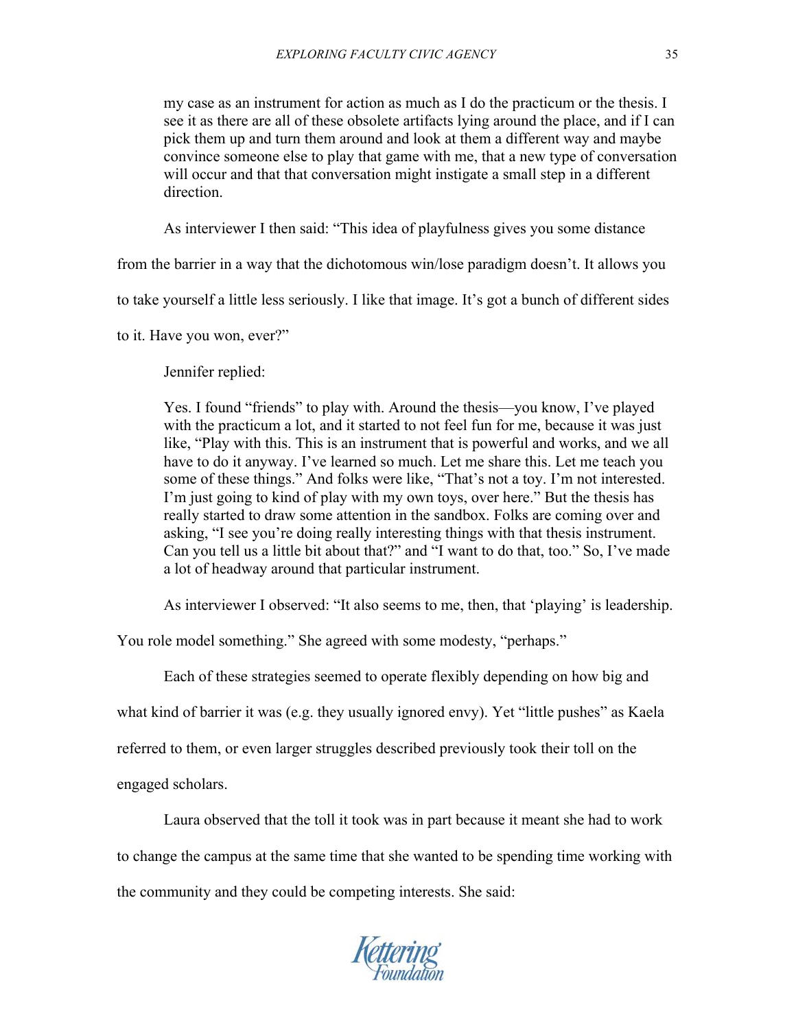> my case as an instrument for action as much as I do the practicum or the thesis. I see it as there are all of these obsolete artifacts lying around the place, and if I can pick them up and turn them around and look at them a different way and maybe convince someone else to play that game with me, that a new type of conversation will occur and that that conversation might instigate a small step in a different direction.

As interviewer I then said: "This idea of playfulness gives you some distance from the barrier in a way that the dichotomous win/lose paradigm doesn't. It allows you to take yourself a little less seriously. I like that image. It's got a bunch of different sides to it. Have you won, ever?"

Jennifer replied:

> Yes. I found "friends" to play with. Around the thesis—you know, I've played with the practicum a lot, and it started to not feel fun for me, because it was just like, "Play with this. This is an instrument that is powerful and works, and we all have to do it anyway. I've learned so much. Let me share this. Let me teach you some of these things." And folks were like, "That's not a toy. I'm not interested. I'm just going to kind of play with my own toys, over here." But the thesis has really started to draw some attention in the sandbox. Folks are coming over and asking, "I see you're doing really interesting things with that thesis instrument. Can you tell us a little bit about that?" and "I want to do that, too." So, I've made a lot of headway around that particular instrument.

As interviewer I observed: "It also seems to me, then, that 'playing' is leadership. You role model something." She agreed with some modesty, "perhaps."

Each of these strategies seemed to operate flexibly depending on how big and what kind of barrier it was (e.g. they usually ignored envy). Yet "little pushes" as Kaela referred to them, or even larger struggles described previously took their toll on the engaged scholars.

Laura observed that the toll it took was in part because it meant she had to work to change the campus at the same time that she wanted to be spending time working with the community and they could be competing interests. She said: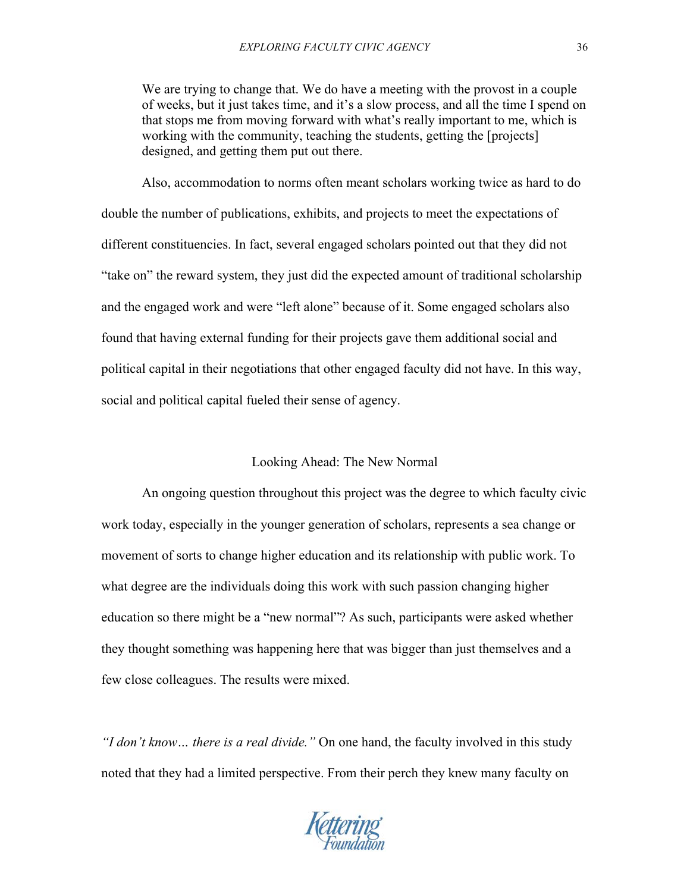> We are trying to change that. We do have a meeting with the provost in a couple of weeks, but it just takes time, and it's a slow process, and all the time I spend on that stops me from moving forward with what's really important to me, which is working with the community, teaching the students, getting the [projects] designed, and getting them put out there.

Also, accommodation to norms often meant scholars working twice as hard to do double the number of publications, exhibits, and projects to meet the expectations of different constituencies. In fact, several engaged scholars pointed out that they did not "take on" the reward system, they just did the expected amount of traditional scholarship and the engaged work and were "left alone" because of it. Some engaged scholars also found that having external funding for their projects gave them additional social and political capital in their negotiations that other engaged faculty did not have. In this way, social and political capital fueled their sense of agency.

## Looking Ahead: The New Normal

An ongoing question throughout this project was the degree to which faculty civic work today, especially in the younger generation of scholars, represents a sea change or movement of sorts to change higher education and its relationship with public work. To what degree are the individuals doing this work with such passion changing higher education so there might be a "new normal"? As such, participants were asked whether they thought something was happening here that was bigger than just themselves and a few close colleagues. The results were mixed.

*"I don't know… there is a real divide."* On one hand, the faculty involved in this study noted that they had a limited perspective. From their perch they knew many faculty on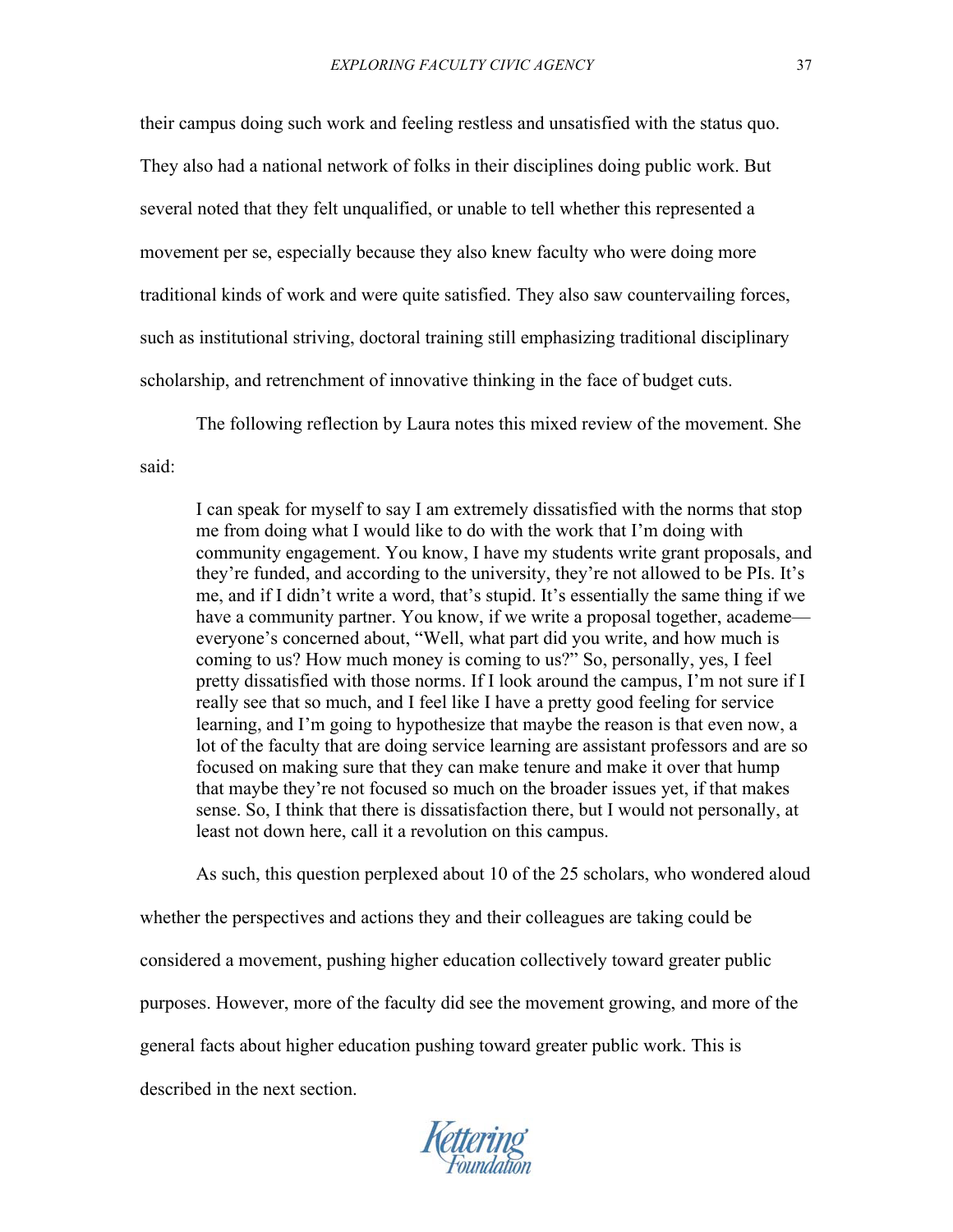their campus doing such work and feeling restless and unsatisfied with the status quo. They also had a national network of folks in their disciplines doing public work. But several noted that they felt unqualified, or unable to tell whether this represented a movement per se, especially because they also knew faculty who were doing more traditional kinds of work and were quite satisfied. They also saw countervailing forces, such as institutional striving, doctoral training still emphasizing traditional disciplinary scholarship, and retrenchment of innovative thinking in the face of budget cuts.

The following reflection by Laura notes this mixed review of the movement. She said:

> I can speak for myself to say I am extremely dissatisfied with the norms that stop me from doing what I would like to do with the work that I'm doing with community engagement. You know, I have my students write grant proposals, and they're funded, and according to the university, they're not allowed to be PIs. It's me, and if I didn't write a word, that's stupid. It's essentially the same thing if we have a community partner. You know, if we write a proposal together, academe—everyone's concerned about, "Well, what part did you write, and how much is coming to us? How much money is coming to us?" So, personally, yes, I feel pretty dissatisfied with those norms. If I look around the campus, I'm not sure if I really see that so much, and I feel like I have a pretty good feeling for service learning, and I'm going to hypothesize that maybe the reason is that even now, a lot of the faculty that are doing service learning are assistant professors and are so focused on making sure that they can make tenure and make it over that hump that maybe they're not focused so much on the broader issues yet, if that makes sense. So, I think that there is dissatisfaction there, but I would not personally, at least not down here, call it a revolution on this campus.

As such, this question perplexed about 10 of the 25 scholars, who wondered aloud whether the perspectives and actions they and their colleagues are taking could be considered a movement, pushing higher education collectively toward greater public purposes. However, more of the faculty did see the movement growing, and more of the general facts about higher education pushing toward greater public work. This is described in the next section.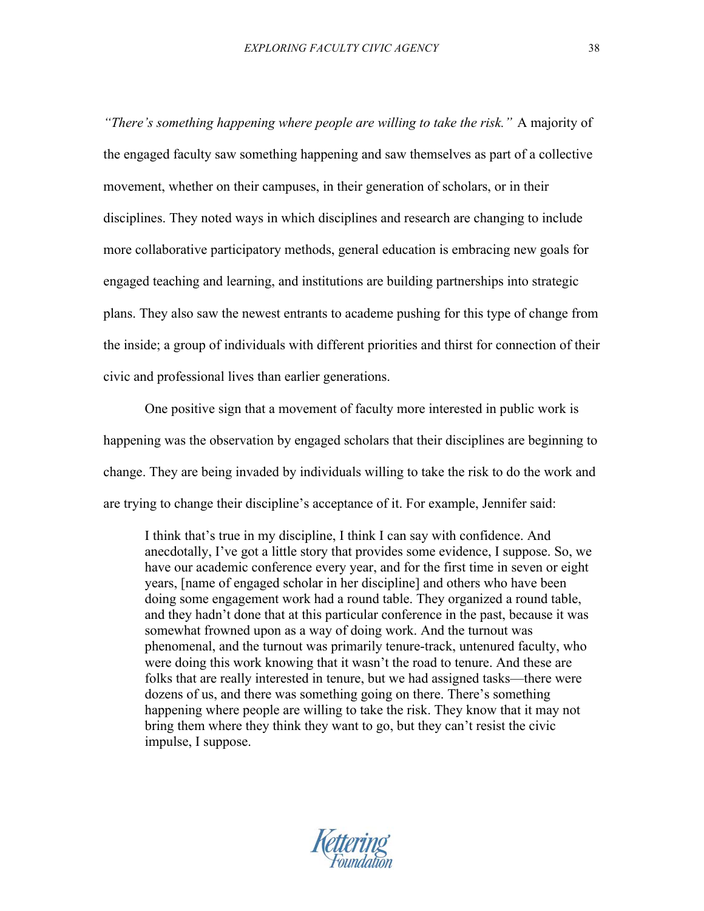*"There's something happening where people are willing to take the risk."* A majority of the engaged faculty saw something happening and saw themselves as part of a collective movement, whether on their campuses, in their generation of scholars, or in their disciplines. They noted ways in which disciplines and research are changing to include more collaborative participatory methods, general education is embracing new goals for engaged teaching and learning, and institutions are building partnerships into strategic plans. They also saw the newest entrants to academe pushing for this type of change from the inside; a group of individuals with different priorities and thirst for connection of their civic and professional lives than earlier generations.

One positive sign that a movement of faculty more interested in public work is happening was the observation by engaged scholars that their disciplines are beginning to change. They are being invaded by individuals willing to take the risk to do the work and are trying to change their discipline's acceptance of it. For example, Jennifer said:

> I think that's true in my discipline, I think I can say with confidence. And anecdotally, I've got a little story that provides some evidence, I suppose. So, we have our academic conference every year, and for the first time in seven or eight years, [name of engaged scholar in her discipline] and others who have been doing some engagement work had a round table. They organized a round table, and they hadn't done that at this particular conference in the past, because it was somewhat frowned upon as a way of doing work. And the turnout was phenomenal, and the turnout was primarily tenure-track, untenured faculty, who were doing this work knowing that it wasn't the road to tenure. And these are folks that are really interested in tenure, but we had assigned tasks—there were dozens of us, and there was something going on there. There's something happening where people are willing to take the risk. They know that it may not bring them where they think they want to go, but they can't resist the civic impulse, I suppose.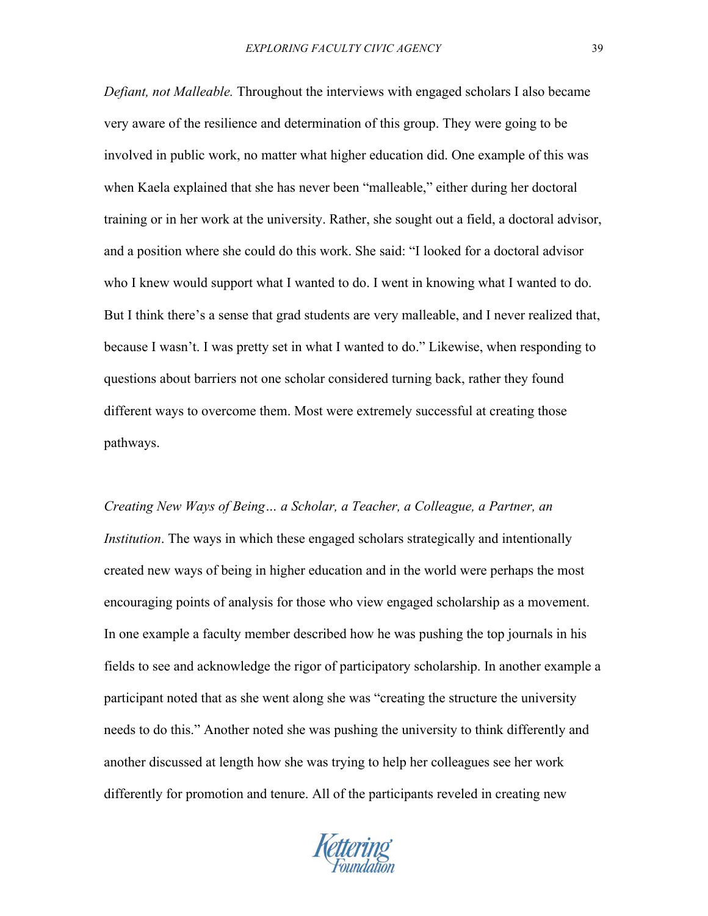*Defiant, not Malleable.* Throughout the interviews with engaged scholars I also became very aware of the resilience and determination of this group. They were going to be involved in public work, no matter what higher education did. One example of this was when Kaela explained that she has never been "malleable," either during her doctoral training or in her work at the university. Rather, she sought out a field, a doctoral advisor, and a position where she could do this work. She said: "I looked for a doctoral advisor who I knew would support what I wanted to do. I went in knowing what I wanted to do. But I think there's a sense that grad students are very malleable, and I never realized that, because I wasn't. I was pretty set in what I wanted to do." Likewise, when responding to questions about barriers not one scholar considered turning back, rather they found different ways to overcome them. Most were extremely successful at creating those pathways.

*Creating New Ways of Being… a Scholar, a Teacher, a Colleague, a Partner, an Institution*. The ways in which these engaged scholars strategically and intentionally created new ways of being in higher education and in the world were perhaps the most encouraging points of analysis for those who view engaged scholarship as a movement. In one example a faculty member described how he was pushing the top journals in his fields to see and acknowledge the rigor of participatory scholarship. In another example a participant noted that as she went along she was "creating the structure the university needs to do this." Another noted she was pushing the university to think differently and another discussed at length how she was trying to help her colleagues see her work differently for promotion and tenure. All of the participants reveled in creating new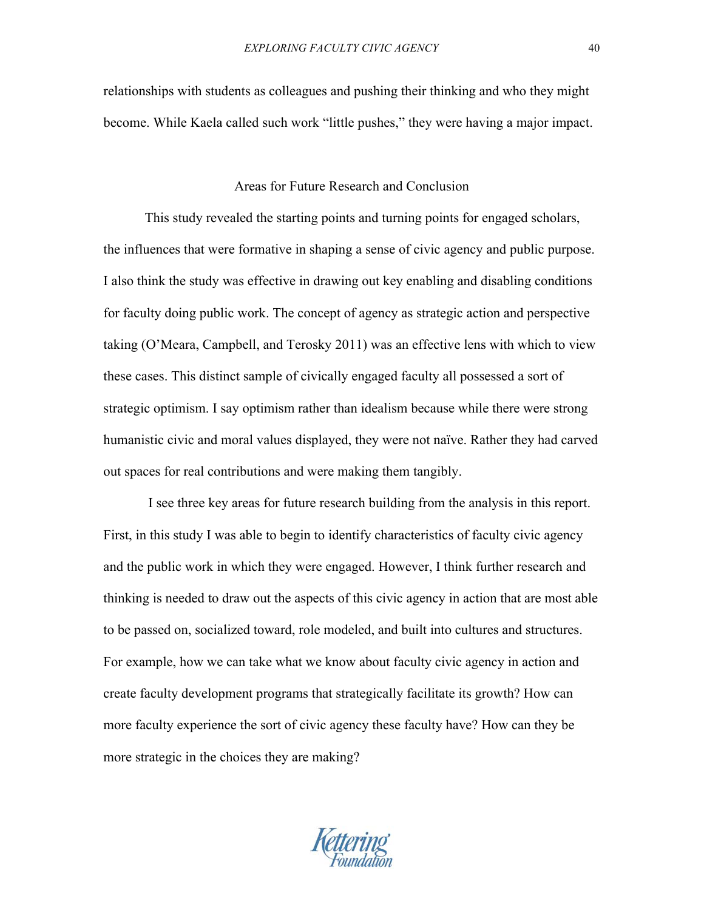relationships with students as colleagues and pushing their thinking and who they might become. While Kaela called such work "little pushes," they were having a major impact.

## Areas for Future Research and Conclusion

This study revealed the starting points and turning points for engaged scholars, the influences that were formative in shaping a sense of civic agency and public purpose. I also think the study was effective in drawing out key enabling and disabling conditions for faculty doing public work. The concept of agency as strategic action and perspective taking (O'Meara, Campbell, and Terosky 2011) was an effective lens with which to view these cases. This distinct sample of civically engaged faculty all possessed a sort of strategic optimism. I say optimism rather than idealism because while there were strong humanistic civic and moral values displayed, they were not naïve. Rather they had carved out spaces for real contributions and were making them tangibly.

I see three key areas for future research building from the analysis in this report. First, in this study I was able to begin to identify characteristics of faculty civic agency and the public work in which they were engaged. However, I think further research and thinking is needed to draw out the aspects of this civic agency in action that are most able to be passed on, socialized toward, role modeled, and built into cultures and structures. For example, how we can take what we know about faculty civic agency in action and create faculty development programs that strategically facilitate its growth? How can more faculty experience the sort of civic agency these faculty have? How can they be more strategic in the choices they are making?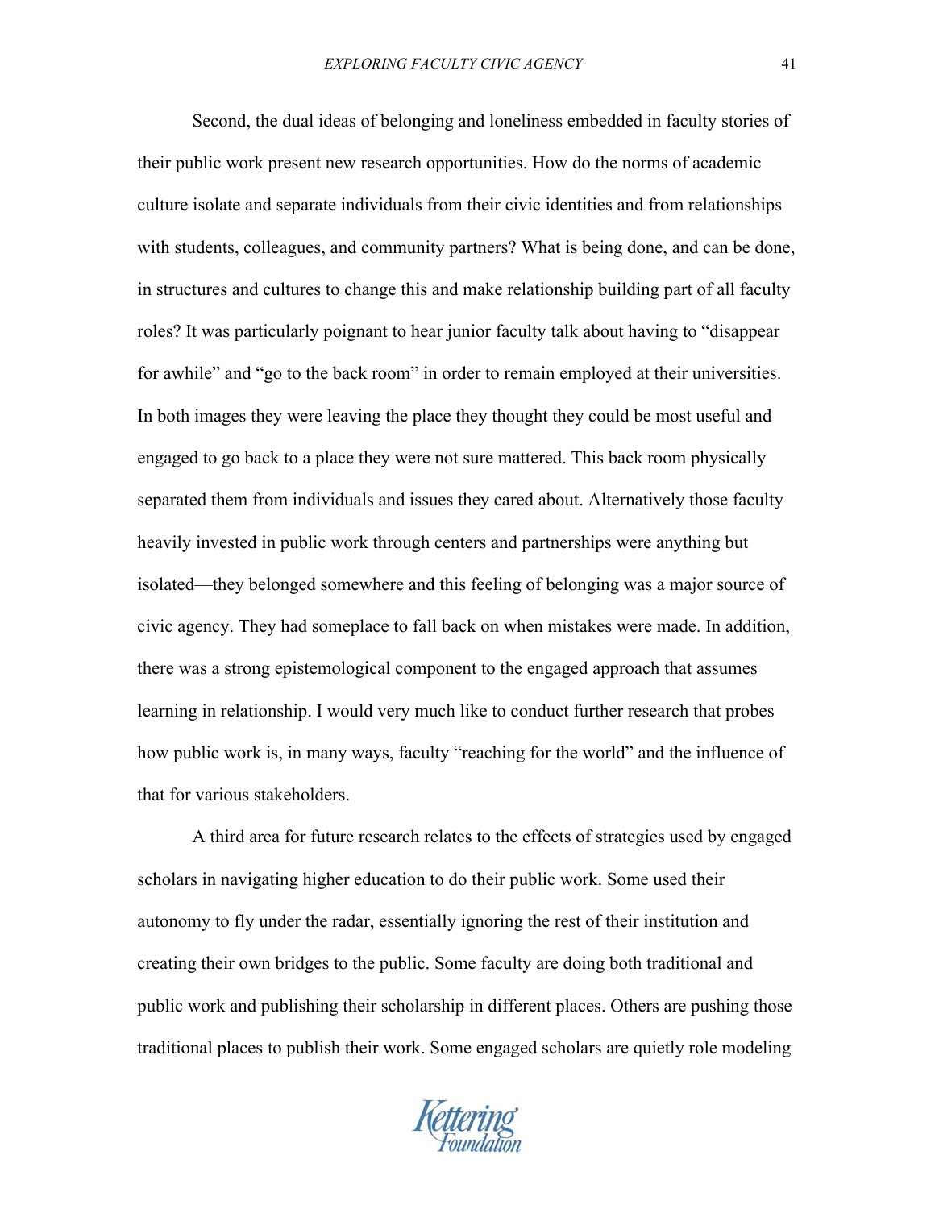Second, the dual ideas of belonging and loneliness embedded in faculty stories of their public work present new research opportunities. How do the norms of academic culture isolate and separate individuals from their civic identities and from relationships with students, colleagues, and community partners? What is being done, and can be done, in structures and cultures to change this and make relationship building part of all faculty roles? It was particularly poignant to hear junior faculty talk about having to "disappear for awhile" and "go to the back room" in order to remain employed at their universities. In both images they were leaving the place they thought they could be most useful and engaged to go back to a place they were not sure mattered. This back room physically separated them from individuals and issues they cared about. Alternatively those faculty heavily invested in public work through centers and partnerships were anything but isolated—they belonged somewhere and this feeling of belonging was a major source of civic agency. They had someplace to fall back on when mistakes were made. In addition, there was a strong epistemological component to the engaged approach that assumes learning in relationship. I would very much like to conduct further research that probes how public work is, in many ways, faculty "reaching for the world" and the influence of that for various stakeholders.

A third area for future research relates to the effects of strategies used by engaged scholars in navigating higher education to do their public work. Some used their autonomy to fly under the radar, essentially ignoring the rest of their institution and creating their own bridges to the public. Some faculty are doing both traditional and public work and publishing their scholarship in different places. Others are pushing those traditional places to publish their work. Some engaged scholars are quietly role modeling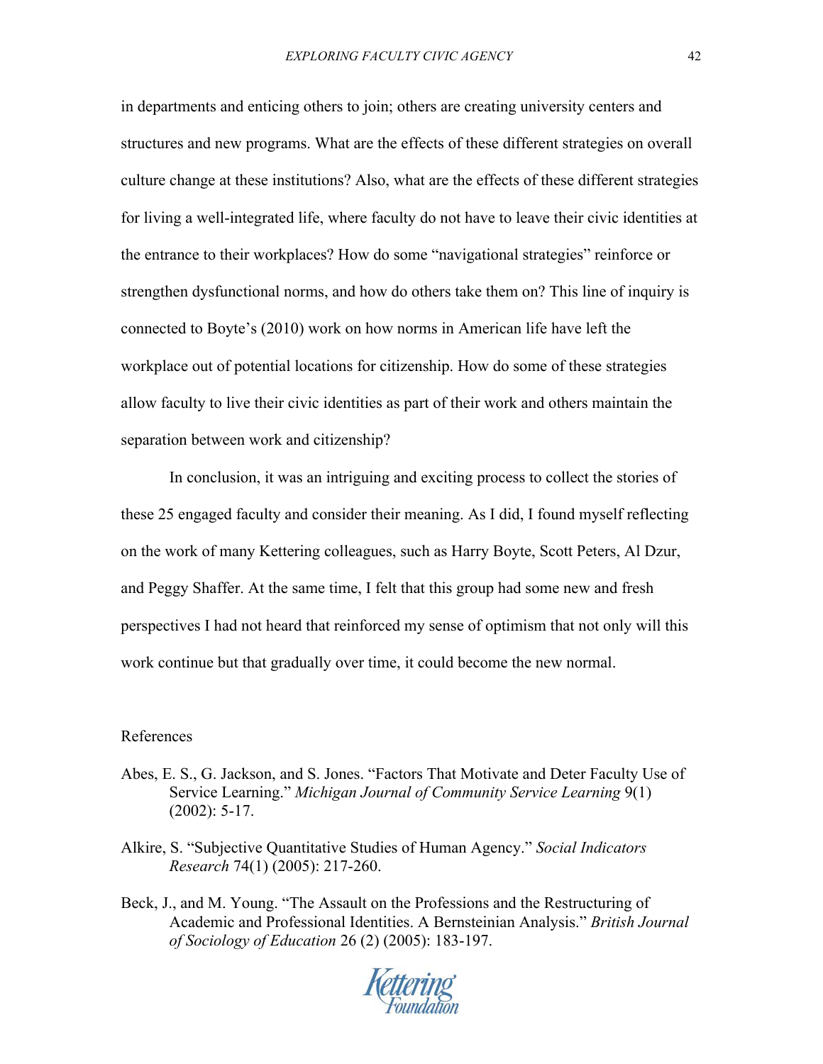in departments and enticing others to join; others are creating university centers and structures and new programs. What are the effects of these different strategies on overall culture change at these institutions? Also, what are the effects of these different strategies for living a well-integrated life, where faculty do not have to leave their civic identities at the entrance to their workplaces? How do some "navigational strategies" reinforce or strengthen dysfunctional norms, and how do others take them on? This line of inquiry is connected to Boyte's (2010) work on how norms in American life have left the workplace out of potential locations for citizenship. How do some of these strategies allow faculty to live their civic identities as part of their work and others maintain the separation between work and citizenship?

In conclusion, it was an intriguing and exciting process to collect the stories of these 25 engaged faculty and consider their meaning. As I did, I found myself reflecting on the work of many Kettering colleagues, such as Harry Boyte, Scott Peters, Al Dzur, and Peggy Shaffer. At the same time, I felt that this group had some new and fresh perspectives I had not heard that reinforced my sense of optimism that not only will this work continue but that gradually over time, it could become the new normal.

References

Abes, E. S., G. Jackson, and S. Jones. "Factors That Motivate and Deter Faculty Use of Service Learning." *Michigan Journal of Community Service Learning* 9(1) (2002): 5-17.

Alkire, S. "Subjective Quantitative Studies of Human Agency." *Social Indicators Research* 74(1) (2005): 217-260.

Beck, J., and M. Young. "The Assault on the Professions and the Restructuring of Academic and Professional Identities. A Bernsteinian Analysis." *British Journal of Sociology of Education* 26 (2) (2005): 183-197.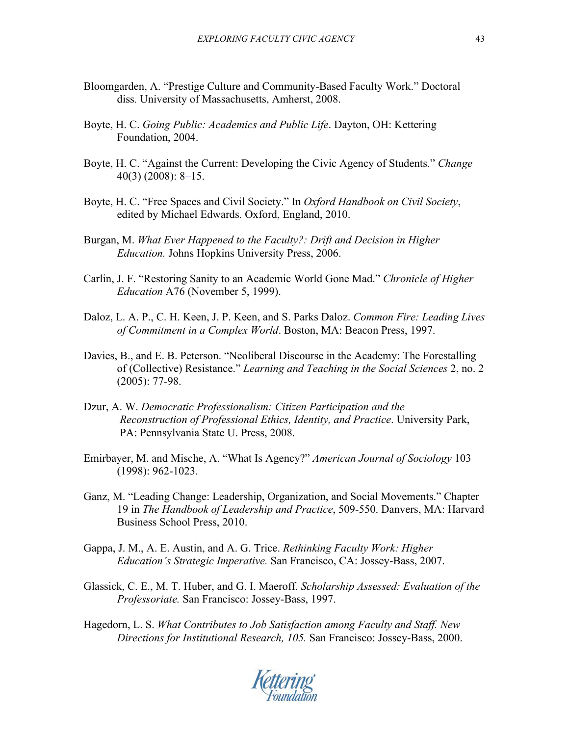Bloomgarden, A. "Prestige Culture and Community-Based Faculty Work." Doctoral diss*.* University of Massachusetts, Amherst, 2008.

Boyte, H. C. *Going Public: Academics and Public Life*. Dayton, OH: Kettering Foundation, 2004.

Boyte, H. C. "Against the Current: Developing the Civic Agency of Students." *Change* 40(3) (2008): 8–15.

Boyte, H. C. "Free Spaces and Civil Society." In *Oxford Handbook on Civil Society*, edited by Michael Edwards. Oxford, England, 2010.

Burgan, M. *What Ever Happened to the Faculty?: Drift and Decision in Higher Education.* Johns Hopkins University Press, 2006.

Carlin, J. F. "Restoring Sanity to an Academic World Gone Mad." *Chronicle of Higher Education* A76 (November 5, 1999).

Daloz, L. A. P., C. H. Keen, J. P. Keen, and S. Parks Daloz. *Common Fire: Leading Lives of Commitment in a Complex World*. Boston, MA: Beacon Press, 1997.

Davies, B., and E. B. Peterson. "Neoliberal Discourse in the Academy: The Forestalling of (Collective) Resistance." *Learning and Teaching in the Social Sciences* 2, no. 2 (2005): 77-98.

Dzur, A. W. *Democratic Professionalism: Citizen Participation and the Reconstruction of Professional Ethics, Identity, and Practice*. University Park, PA: Pennsylvania State U. Press, 2008.

Emirbayer, M. and Mische, A. "What Is Agency?" *American Journal of Sociology* 103 (1998): 962-1023.

Ganz, M. "Leading Change: Leadership, Organization, and Social Movements." Chapter 19 in *The Handbook of Leadership and Practice*, 509-550. Danvers, MA: Harvard Business School Press, 2010.

Gappa, J. M., A. E. Austin, and A. G. Trice. *Rethinking Faculty Work: Higher Education's Strategic Imperative.* San Francisco, CA: Jossey-Bass, 2007.

Glassick, C. E., M. T. Huber, and G. I. Maeroff. *Scholarship Assessed: Evaluation of the Professoriate.* San Francisco: Jossey-Bass, 1997.

Hagedorn, L. S. *What Contributes to Job Satisfaction among Faculty and Staff. New Directions for Institutional Research, 105.* San Francisco: Jossey-Bass, 2000.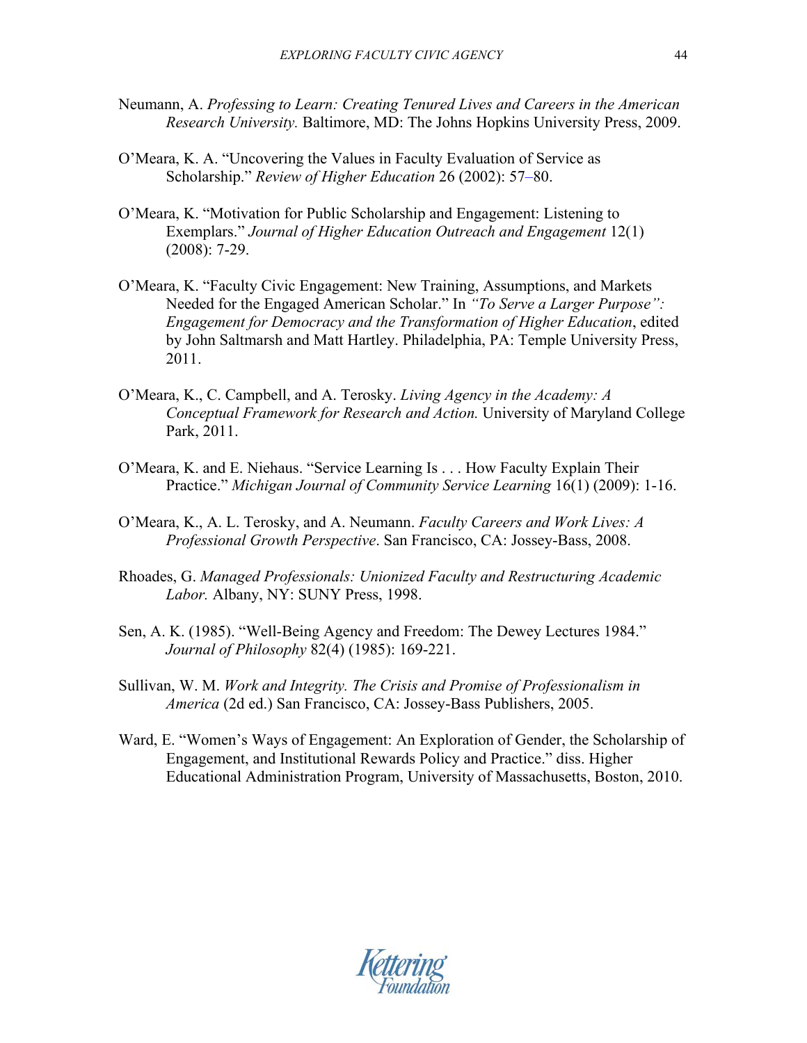Neumann, A. *Professing to Learn: Creating Tenured Lives and Careers in the American Research University.* Baltimore, MD: The Johns Hopkins University Press, 2009.

O'Meara, K. A. "Uncovering the Values in Faculty Evaluation of Service as Scholarship." *Review of Higher Education* 26 (2002): 57–80.

O'Meara, K. "Motivation for Public Scholarship and Engagement: Listening to Exemplars." *Journal of Higher Education Outreach and Engagement* 12(1) (2008): 7-29.

O'Meara, K. "Faculty Civic Engagement: New Training, Assumptions, and Markets Needed for the Engaged American Scholar." In *"To Serve a Larger Purpose": Engagement for Democracy and the Transformation of Higher Education*, edited by John Saltmarsh and Matt Hartley. Philadelphia, PA: Temple University Press, 2011.

O'Meara, K., C. Campbell, and A. Terosky. *Living Agency in the Academy: A Conceptual Framework for Research and Action.* University of Maryland College Park, 2011.

O'Meara, K. and E. Niehaus. "Service Learning Is . . . How Faculty Explain Their Practice." *Michigan Journal of Community Service Learning* 16(1) (2009): 1-16.

O'Meara, K., A. L. Terosky, and A. Neumann. *Faculty Careers and Work Lives: A Professional Growth Perspective*. San Francisco, CA: Jossey-Bass, 2008.

Rhoades, G. *Managed Professionals: Unionized Faculty and Restructuring Academic Labor.* Albany, NY: SUNY Press, 1998.

Sen, A. K. (1985). "Well-Being Agency and Freedom: The Dewey Lectures 1984." *Journal of Philosophy* 82(4) (1985): 169-221.

Sullivan, W. M. *Work and Integrity. The Crisis and Promise of Professionalism in America* (2d ed.) San Francisco, CA: Jossey-Bass Publishers, 2005.

Ward, E. "Women's Ways of Engagement: An Exploration of Gender, the Scholarship of Engagement, and Institutional Rewards Policy and Practice." diss. Higher Educational Administration Program, University of Massachusetts, Boston, 2010.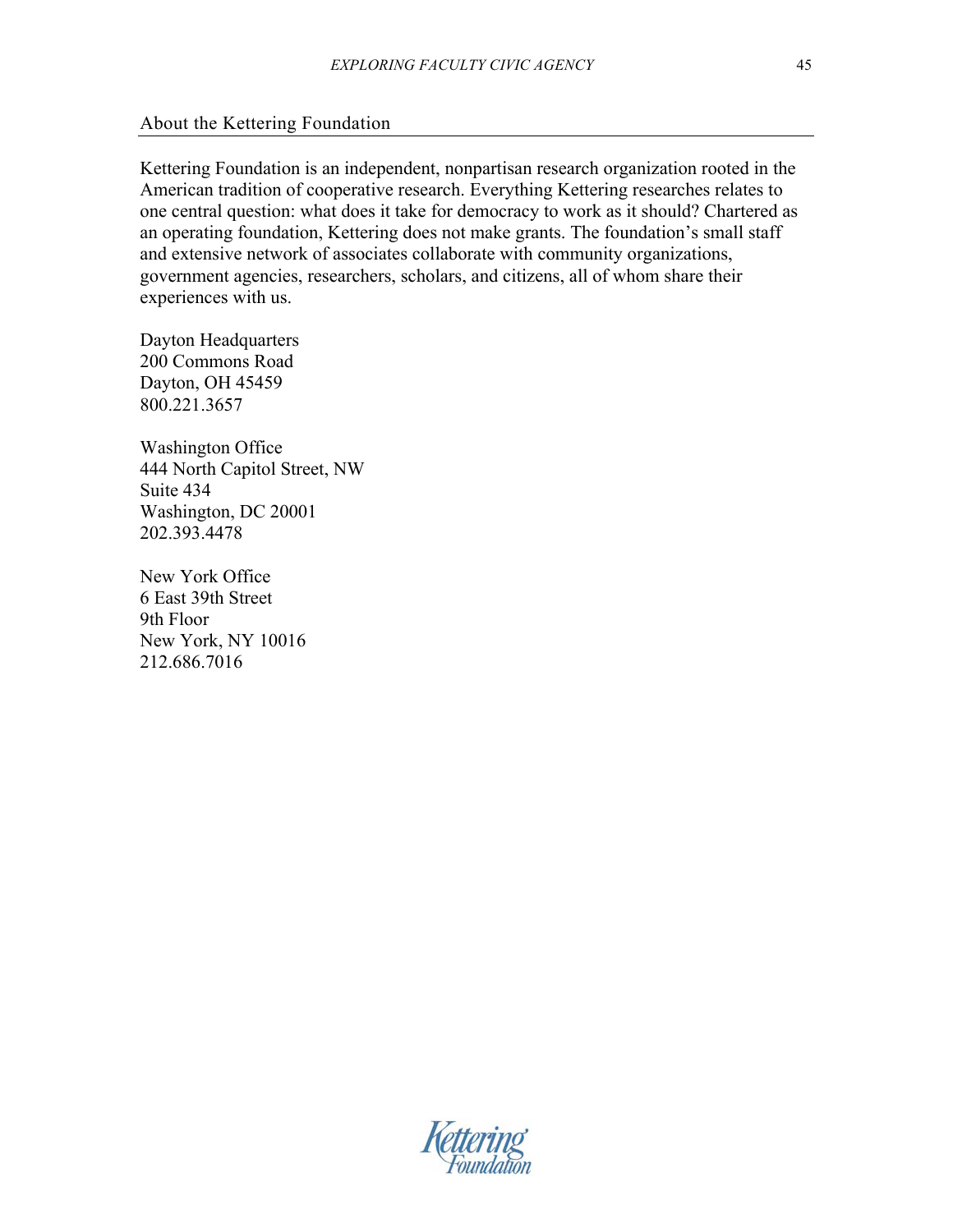## About the Kettering Foundation

Kettering Foundation is an independent, nonpartisan research organization rooted in the American tradition of cooperative research. Everything Kettering researches relates to one central question: what does it take for democracy to work as it should? Chartered as an operating foundation, Kettering does not make grants. The foundation's small staff and extensive network of associates collaborate with community organizations, government agencies, researchers, scholars, and citizens, all of whom share their experiences with us.

Dayton Headquarters
200 Commons Road
Dayton, OH 45459
800.221.3657

Washington Office
444 North Capitol Street, NW
Suite 434
Washington, DC 20001
202.393.4478

New York Office
6 East 39th Street
9th Floor
New York, NY 10016
212.686.7016

Kettering Foundation